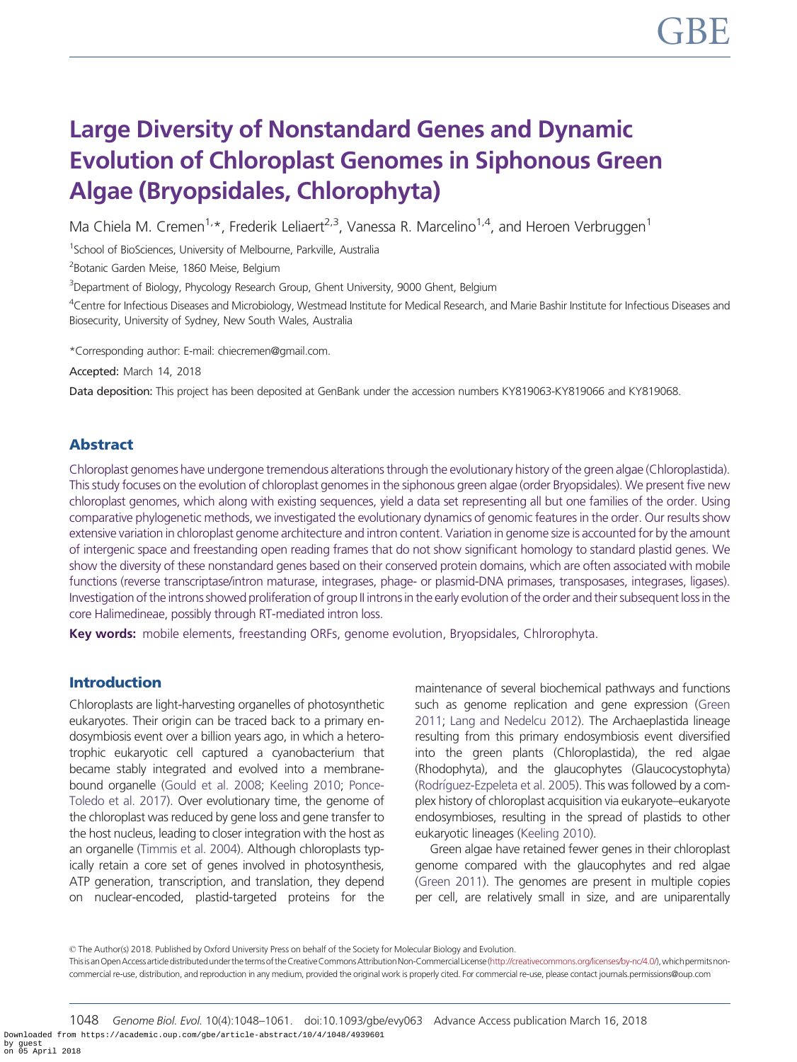# Large Diversity of Nonstandard Genes and Dynamic Evolution of Chloroplast Genomes in Siphonous Green Algae (Bryopsidales, Chlorophyta)

Ma Chiela M. Cremen[1,*], Frederik Leliaert[2,3], Vanessa R. Marcelino[1,4], and Heroen Verbruggen[1]

[1]School of BioSciences, University of Melbourne, Parkville, Australia

[2]Botanic Garden Meise, 1860 Meise, Belgium

[3]Department of Biology, Phycology Research Group, Ghent University, 9000 Ghent, Belgium

[4]Centre for Infectious Diseases and Microbiology, Westmead Institute for Medical Research, and Marie Bashir Institute for Infectious Diseases and Biosecurity, University of Sydney, New South Wales, Australia

*Corresponding author: E-mail: chiecremen@gmail.com.

**Accepted:** March 14, 2018

**Data deposition:** This project has been deposited at GenBank under the accession numbers KY819063-KY819066 and KY819068.

## Abstract

Chloroplast genomes have undergone tremendous alterations through the evolutionary history of the green algae (Chloroplastida). This study focuses on the evolution of chloroplast genomes in the siphonous green algae (order Bryopsidales). We present five new chloroplast genomes, which along with existing sequences, yield a data set representing all but one families of the order. Using comparative phylogenetic methods, we investigated the evolutionary dynamics of genomic features in the order. Our results show extensive variation in chloroplast genome architecture and intron content. Variation in genome size is accounted for by the amount of intergenic space and freestanding open reading frames that do not show significant homology to standard plastid genes. We show the diversity of these nonstandard genes based on their conserved protein domains, which are often associated with mobile functions (reverse transcriptase/intron maturase, integrases, phage- or plasmid-DNA primases, transposases, integrases, ligases). Investigation of the introns showed proliferation of group II introns in the early evolution of the order and their subsequent loss in the core Halimedineae, possibly through RT-mediated intron loss.

**Key words:** mobile elements, freestanding ORFs, genome evolution, Bryopsidales, Chlrorophyta.

## Introduction

Chloroplasts are light-harvesting organelles of photosynthetic eukaryotes. Their origin can be traced back to a primary endosymbiosis event over a billion years ago, in which a heterotrophic eukaryotic cell captured a cyanobacterium that became stably integrated and evolved into a membrane-bound organelle (Gould et al. 2008; Keeling 2010; Ponce-Toledo et al. 2017). Over evolutionary time, the genome of the chloroplast was reduced by gene loss and gene transfer to the host nucleus, leading to closer integration with the host as an organelle (Timmis et al. 2004). Although chloroplasts typically retain a core set of genes involved in photosynthesis, ATP generation, transcription, and translation, they depend on nuclear-encoded, plastid-targeted proteins for the maintenance of several biochemical pathways and functions such as genome replication and gene expression (Green 2011; Lang and Nedelcu 2012). The Archaeplastida lineage resulting from this primary endosymbiosis event diversified into the green plants (Chloroplastida), the red algae (Rhodophyta), and the glaucophytes (Glaucocystophyta) (Rodríguez-Ezpeleta et al. 2005). This was followed by a complex history of chloroplast acquisition via eukaryote–eukaryote endosymbioses, resulting in the spread of plastids to other eukaryotic lineages (Keeling 2010).

Green algae have retained fewer genes in their chloroplast genome compared with the glaucophytes and red algae (Green 2011). The genomes are present in multiple copies per cell, are relatively small in size, and are uniparentally

© The Author(s) 2018. Published by Oxford University Press on behalf of the Society for Molecular Biology and Evolution.
This is an Open Access article distributed under the terms of the Creative Commons Attribution Non-Commercial License (http://creativecommons.org/licenses/by-nc/4.0/), which permits non-commercial re-use, distribution, and reproduction in any medium, provided the original work is properly cited. For commercial re-use, please contact journals.permissions@oup.com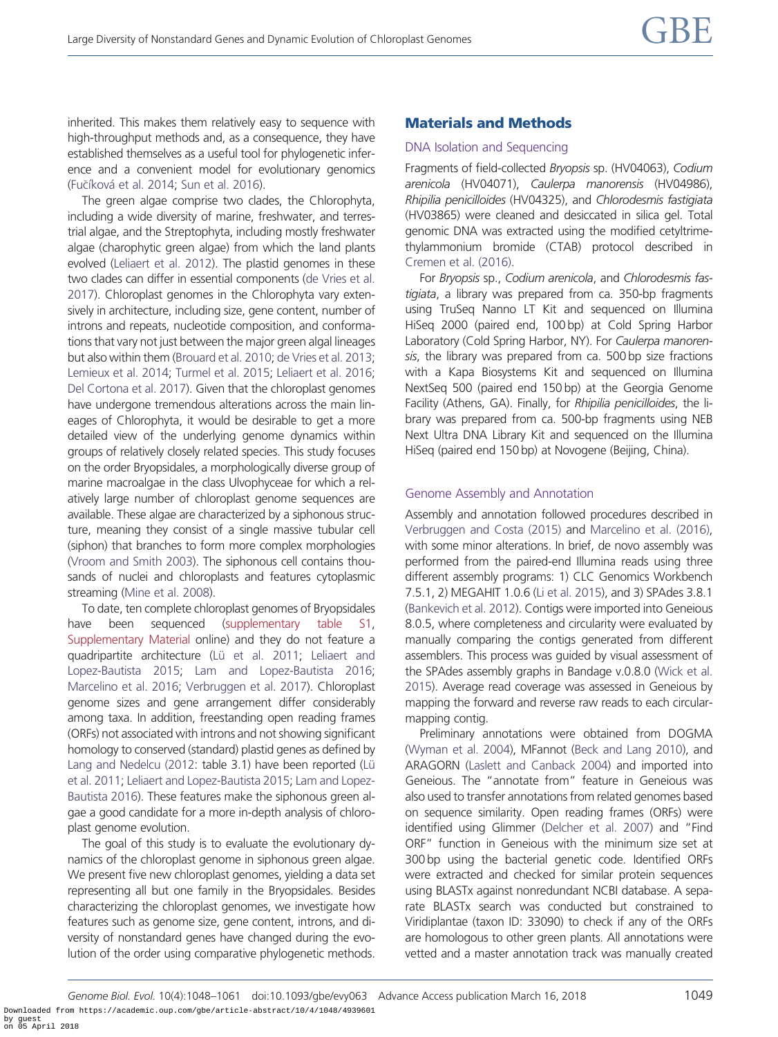inherited. This makes them relatively easy to sequence with high-throughput methods and, as a consequence, they have established themselves as a useful tool for phylogenetic inference and a convenient model for evolutionary genomics (Fučíková et al. 2014; Sun et al. 2016).

The green algae comprise two clades, the Chlorophyta, including a wide diversity of marine, freshwater, and terrestrial algae, and the Streptophyta, including mostly freshwater algae (charophytic green algae) from which the land plants evolved (Leliaert et al. 2012). The plastid genomes in these two clades can differ in essential components (de Vries et al. 2017). Chloroplast genomes in the Chlorophyta vary extensively in architecture, including size, gene content, number of introns and repeats, nucleotide composition, and conformations that vary not just between the major green algal lineages but also within them (Brouard et al. 2010; de Vries et al. 2013; Lemieux et al. 2014; Turmel et al. 2015; Leliaert et al. 2016; Del Cortona et al. 2017). Given that the chloroplast genomes have undergone tremendous alterations across the main lineages of Chlorophyta, it would be desirable to get a more detailed view of the underlying genome dynamics within groups of relatively closely related species. This study focuses on the order Bryopsidales, a morphologically diverse group of marine macroalgae in the class Ulvophyceae for which a relatively large number of chloroplast genome sequences are available. These algae are characterized by a siphonous structure, meaning they consist of a single massive tubular cell (siphon) that branches to form more complex morphologies (Vroom and Smith 2003). The siphonous cell contains thousands of nuclei and chloroplasts and features cytoplasmic streaming (Mine et al. 2008).

To date, ten complete chloroplast genomes of Bryopsidales have been sequenced (supplementary table S1, Supplementary Material online) and they do not feature a quadripartite architecture (Lü et al. 2011; Leliaert and Lopez-Bautista 2015; Lam and Lopez-Bautista 2016; Marcelino et al. 2016; Verbruggen et al. 2017). Chloroplast genome sizes and gene arrangement differ considerably among taxa. In addition, freestanding open reading frames (ORFs) not associated with introns and not showing significant homology to conserved (standard) plastid genes as defined by Lang and Nedelcu (2012: table 3.1) have been reported (Lü et al. 2011; Leliaert and Lopez-Bautista 2015; Lam and Lopez-Bautista 2016). These features make the siphonous green algae a good candidate for a more in-depth analysis of chloroplast genome evolution.

The goal of this study is to evaluate the evolutionary dynamics of the chloroplast genome in siphonous green algae. We present five new chloroplast genomes, yielding a data set representing all but one family in the Bryopsidales. Besides characterizing the chloroplast genomes, we investigate how features such as genome size, gene content, introns, and diversity of nonstandard genes have changed during the evolution of the order using comparative phylogenetic methods.

## Materials and Methods

### DNA Isolation and Sequencing

Fragments of field-collected *Bryopsis* sp. (HV04063), *Codium arenicola* (HV04071), *Caulerpa manorensis* (HV04986), *Rhipilia penicilloides* (HV04325), and *Chlorodesmis fastigiata* (HV03865) were cleaned and desiccated in silica gel. Total genomic DNA was extracted using the modified cetyltrimethylammonium bromide (CTAB) protocol described in Cremen et al. (2016).

For *Bryopsis* sp., *Codium arenicola*, and *Chlorodesmis fastigiata*, a library was prepared from ca. 350-bp fragments using TruSeq Nano LT Kit and sequenced on Illumina HiSeq 2000 (paired end, 100 bp) at Cold Spring Harbor Laboratory (Cold Spring Harbor, NY). For *Caulerpa manorensis*, the library was prepared from ca. 500 bp size fractions with a Kapa Biosystems Kit and sequenced on Illumina NextSeq 500 (paired end 150 bp) at the Georgia Genome Facility (Athens, GA). Finally, for *Rhipilia penicilloides*, the library was prepared from ca. 500-bp fragments using NEB Next Ultra DNA Library Kit and sequenced on the Illumina HiSeq (paired end 150 bp) at Novogene (Beijing, China).

### Genome Assembly and Annotation

Assembly and annotation followed procedures described in Verbruggen and Costa (2015) and Marcelino et al. (2016), with some minor alterations. In brief, de novo assembly was performed from the paired-end Illumina reads using three different assembly programs: 1) CLC Genomics Workbench 7.5.1, 2) MEGAHIT 1.0.6 (Li et al. 2015), and 3) SPAdes 3.8.1 (Bankevich et al. 2012). Contigs were imported into Geneious 8.0.5, where completeness and circularity were evaluated by manually comparing the contigs generated from different assemblers. This process was guided by visual assessment of the SPAdes assembly graphs in Bandage v.0.8.0 (Wick et al. 2015). Average read coverage was assessed in Geneious by mapping the forward and reverse raw reads to each circular-mapping contig.

Preliminary annotations were obtained from DOGMA (Wyman et al. 2004), MFannot (Beck and Lang 2010), and ARAGORN (Laslett and Canback 2004) and imported into Geneious. The "annotate from" feature in Geneious was also used to transfer annotations from related genomes based on sequence similarity. Open reading frames (ORFs) were identified using Glimmer (Delcher et al. 2007) and "Find ORF" function in Geneious with the minimum size set at 300 bp using the bacterial genetic code. Identified ORFs were extracted and checked for similar protein sequences using BLASTx against nonredundant NCBI database. A separate BLASTx search was conducted but constrained to Viridiplantae (taxon ID: 33090) to check if any of the ORFs are homologous to other green plants. All annotations were vetted and a master annotation track was manually created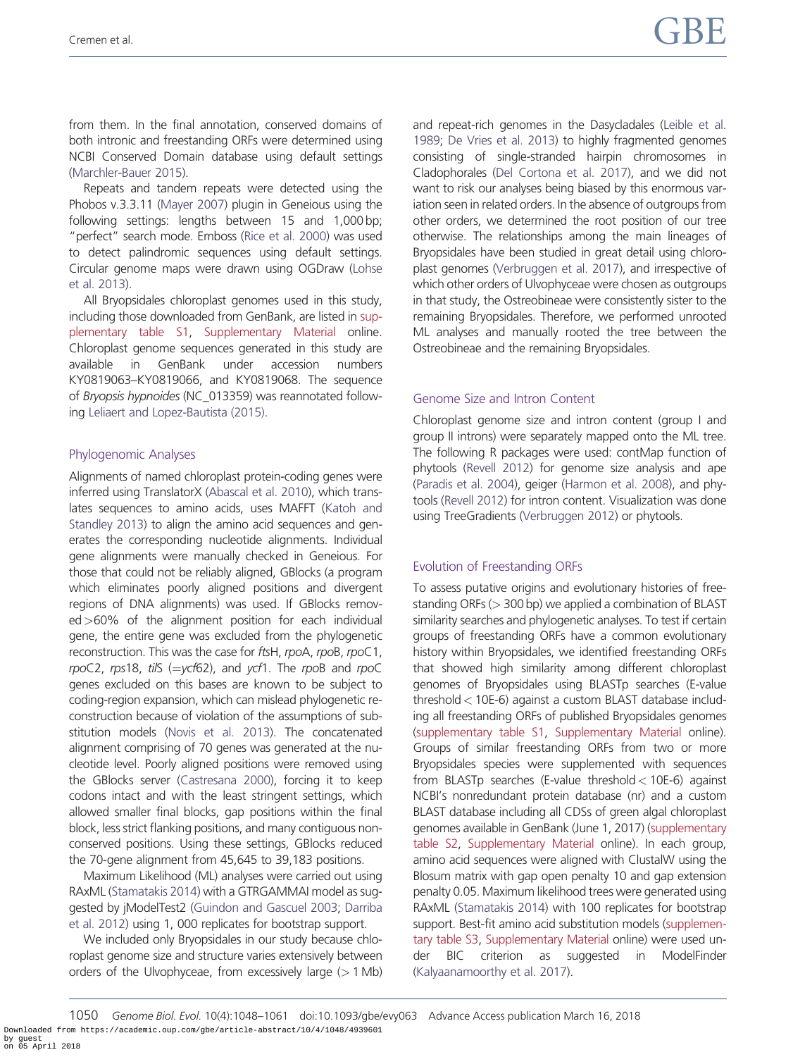from them. In the final annotation, conserved domains of both intronic and freestanding ORFs were determined using NCBI Conserved Domain database using default settings (Marchler-Bauer 2015).

Repeats and tandem repeats were detected using the Phobos v.3.3.11 (Mayer 2007) plugin in Geneious using the following settings: lengths between 15 and 1,000 bp; "perfect" search mode. Emboss (Rice et al. 2000) was used to detect palindromic sequences using default settings. Circular genome maps were drawn using OGDraw (Lohse et al. 2013).

All Bryopsidales chloroplast genomes used in this study, including those downloaded from GenBank, are listed in supplementary table S1, Supplementary Material online. Chloroplast genome sequences generated in this study are available in GenBank under accession numbers KY0819063–KY0819066, and KY0819068. The sequence of *Bryopsis hypnoides* (NC_013359) was reannotated following Leliaert and Lopez-Bautista (2015).

## Phylogenomic Analyses

Alignments of named chloroplast protein-coding genes were inferred using TranslatorX (Abascal et al. 2010), which translates sequences to amino acids, uses MAFFT (Katoh and Standley 2013) to align the amino acid sequences and generates the corresponding nucleotide alignments. Individual gene alignments were manually checked in Geneious. For those that could not be reliably aligned, GBlocks (a program which eliminates poorly aligned positions and divergent regions of DNA alignments) was used. If GBlocks removed >60% of the alignment position for each individual gene, the entire gene was excluded from the phylogenetic reconstruction. This was the case for *fts*H, *rpo*A, *rpo*B, *rpo*C1, *rpo*C2, *rps*18, *til*S (=*ycf*62), and *ycf*1. The *rpo*B and *rpo*C genes excluded on this bases are known to be subject to coding-region expansion, which can mislead phylogenetic reconstruction because of violation of the assumptions of substitution models (Novis et al. 2013). The concatenated alignment comprising of 70 genes was generated at the nucleotide level. Poorly aligned positions were removed using the GBlocks server (Castresana 2000), forcing it to keep codons intact and with the least stringent settings, which allowed smaller final blocks, gap positions within the final block, less strict flanking positions, and many contiguous nonconserved positions. Using these settings, GBlocks reduced the 70-gene alignment from 45,645 to 39,183 positions.

Maximum Likelihood (ML) analyses were carried out using RAxML (Stamatakis 2014) with a GTRGAMMAI model as suggested by jModelTest2 (Guindon and Gascuel 2003; Darriba et al. 2012) using 1, 000 replicates for bootstrap support.

We included only Bryopsidales in our study because chloroplast genome size and structure varies extensively between orders of the Ulvophyceae, from excessively large (> 1 Mb) and repeat-rich genomes in the Dasycladales (Leible et al. 1989; De Vries et al. 2013) to highly fragmented genomes consisting of single-stranded hairpin chromosomes in Cladophorales (Del Cortona et al. 2017), and we did not want to risk our analyses being biased by this enormous variation seen in related orders. In the absence of outgroups from other orders, we determined the root position of our tree otherwise. The relationships among the main lineages of Bryopsidales have been studied in great detail using chloroplast genomes (Verbruggen et al. 2017), and irrespective of which other orders of Ulvophyceae were chosen as outgroups in that study, the Ostreobineae were consistently sister to the remaining Bryopsidales. Therefore, we performed unrooted ML analyses and manually rooted the tree between the Ostreobineae and the remaining Bryopsidales.

## Genome Size and Intron Content

Chloroplast genome size and intron content (group I and group II introns) were separately mapped onto the ML tree. The following R packages were used: contMap function of phytools (Revell 2012) for genome size analysis and ape (Paradis et al. 2004), geiger (Harmon et al. 2008), and phytools (Revell 2012) for intron content. Visualization was done using TreeGradients (Verbruggen 2012) or phytools.

## Evolution of Freestanding ORFs

To assess putative origins and evolutionary histories of freestanding ORFs (> 300 bp) we applied a combination of BLAST similarity searches and phylogenetic analyses. To test if certain groups of freestanding ORFs have a common evolutionary history within Bryopsidales, we identified freestanding ORFs that showed high similarity among different chloroplast genomes of Bryopsidales using BLASTp searches (E-value threshold < 10E-6) against a custom BLAST database including all freestanding ORFs of published Bryopsidales genomes (supplementary table S1, Supplementary Material online). Groups of similar freestanding ORFs from two or more Bryopsidales species were supplemented with sequences from BLASTp searches (E-value threshold < 10E-6) against NCBI's nonredundant protein database (nr) and a custom BLAST database including all CDSs of green algal chloroplast genomes available in GenBank (June 1, 2017) (supplementary table S2, Supplementary Material online). In each group, amino acid sequences were aligned with ClustalW using the Blosum matrix with gap open penalty 10 and gap extension penalty 0.05. Maximum likelihood trees were generated using RAxML (Stamatakis 2014) with 100 replicates for bootstrap support. Best-fit amino acid substitution models (supplementary table S3, Supplementary Material online) were used under BIC criterion as suggested in ModelFinder (Kalyaanamoorthy et al. 2017).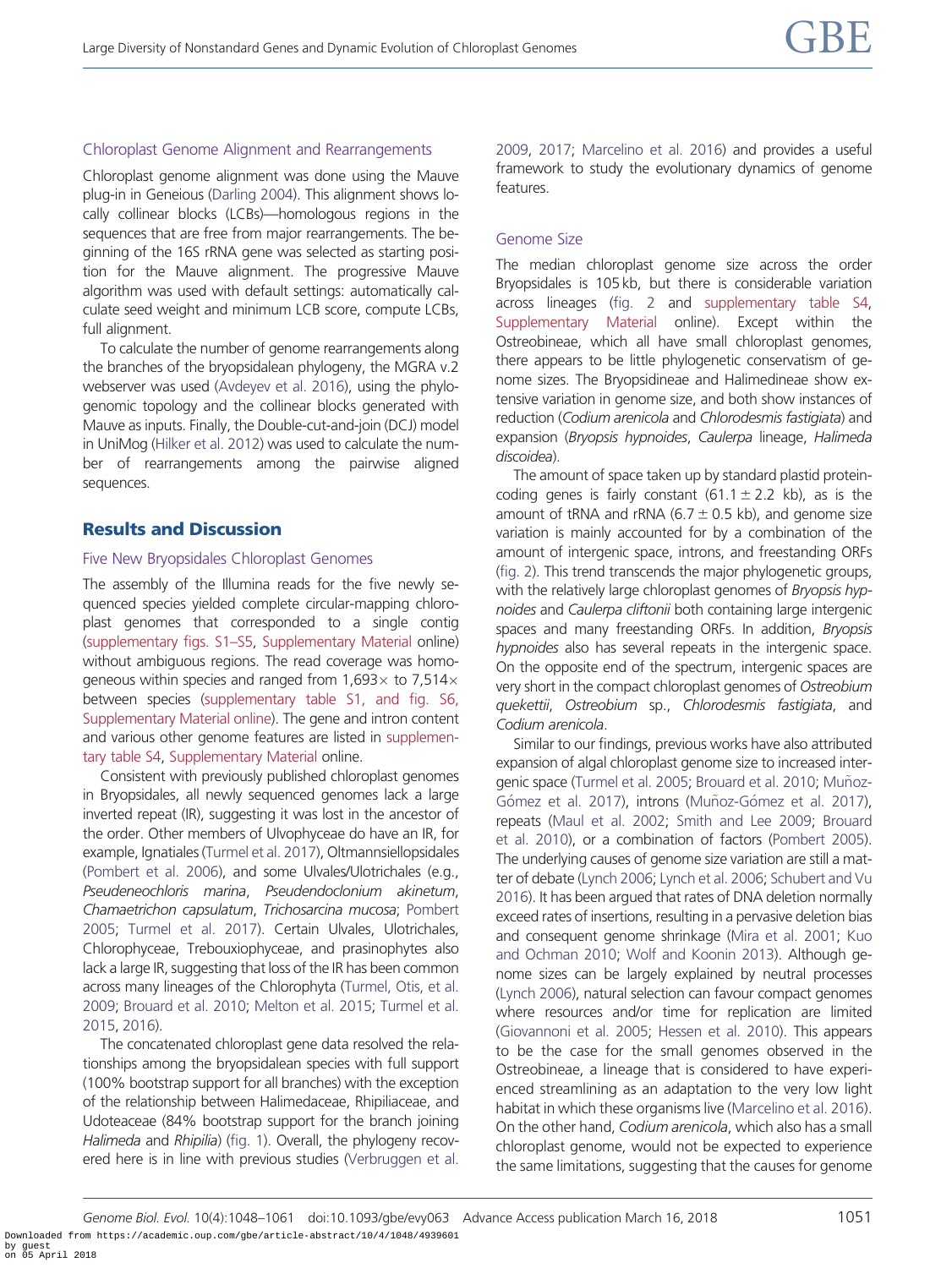### Chloroplast Genome Alignment and Rearrangements

Chloroplast genome alignment was done using the Mauve plug-in in Geneious (Darling 2004). This alignment shows locally collinear blocks (LCBs)—homologous regions in the sequences that are free from major rearrangements. The beginning of the 16S rRNA gene was selected as starting position for the Mauve alignment. The progressive Mauve algorithm was used with default settings: automatically calculate seed weight and minimum LCB score, compute LCBs, full alignment.

To calculate the number of genome rearrangements along the branches of the bryopsidalean phylogeny, the MGRA v.2 webserver was used (Avdeyev et al. 2016), using the phylogenomic topology and the collinear blocks generated with Mauve as inputs. Finally, the Double-cut-and-join (DCJ) model in UniMog (Hilker et al. 2012) was used to calculate the number of rearrangements among the pairwise aligned sequences.

## Results and Discussion

### Five New Bryopsidales Chloroplast Genomes

The assembly of the Illumina reads for the five newly sequenced species yielded complete circular-mapping chloroplast genomes that corresponded to a single contig (supplementary figs. S1–S5, Supplementary Material online) without ambiguous regions. The read coverage was homogeneous within species and ranged from 1,693× to 7,514× between species (supplementary table S1, and fig. S6, Supplementary Material online). The gene and intron content and various other genome features are listed in supplementary table S4, Supplementary Material online.

Consistent with previously published chloroplast genomes in Bryopsidales, all newly sequenced genomes lack a large inverted repeat (IR), suggesting it was lost in the ancestor of the order. Other members of Ulvophyceae do have an IR, for example, Ignatiales (Turmel et al. 2017), Oltmannsiellopsidales (Pombert et al. 2006), and some Ulvales/Ulotrichales (e.g., *Pseudeneochloris marina*, *Pseudendoclonium akinetum*, *Chamaetrichon capsulatum*, *Trichosarcina mucosa*; Pombert 2005; Turmel et al. 2017). Certain Ulvales, Ulotrichales, Chlorophyceae, Trebouxiophyceae, and prasinophytes also lack a large IR, suggesting that loss of the IR has been common across many lineages of the Chlorophyta (Turmel, Otis, et al. 2009; Brouard et al. 2010; Melton et al. 2015; Turmel et al. 2015, 2016).

The concatenated chloroplast gene data resolved the relationships among the bryopsidalean species with full support (100% bootstrap support for all branches) with the exception of the relationship between Halimedaceae, Rhipiliaceae, and Udoteaceae (84% bootstrap support for the branch joining *Halimeda* and *Rhipilia*) (fig. 1). Overall, the phylogeny recovered here is in line with previous studies (Verbruggen et al. 2009, 2017; Marcelino et al. 2016) and provides a useful framework to study the evolutionary dynamics of genome features.

### Genome Size

The median chloroplast genome size across the order Bryopsidales is 105 kb, but there is considerable variation across lineages (fig. 2 and supplementary table S4, Supplementary Material online). Except within the Ostreobineae, which all have small chloroplast genomes, there appears to be little phylogenetic conservatism of genome sizes. The Bryopsidineae and Halimedineae show extensive variation in genome size, and both show instances of reduction (*Codium arenicola* and *Chlorodesmis fastigiata*) and expansion (*Bryopsis hypnoides*, *Caulerpa* lineage, *Halimeda discoidea*).

The amount of space taken up by standard plastid protein-coding genes is fairly constant (61.1 ± 2.2 kb), as is the amount of tRNA and rRNA (6.7 ± 0.5 kb), and genome size variation is mainly accounted for by a combination of the amount of intergenic space, introns, and freestanding ORFs (fig. 2). This trend transcends the major phylogenetic groups, with the relatively large chloroplast genomes of *Bryopsis hypnoides* and *Caulerpa cliftonii* both containing large intergenic spaces and many freestanding ORFs. In addition, *Bryopsis hypnoides* also has several repeats in the intergenic space. On the opposite end of the spectrum, intergenic spaces are very short in the compact chloroplast genomes of *Ostreobium quekettii*, *Ostreobium* sp., *Chlorodesmis fastigiata*, and *Codium arenicola*.

Similar to our findings, previous works have also attributed expansion of algal chloroplast genome size to increased intergenic space (Turmel et al. 2005; Brouard et al. 2010; Muñoz-Gómez et al. 2017), introns (Muñoz-Gómez et al. 2017), repeats (Maul et al. 2002; Smith and Lee 2009; Brouard et al. 2010), or a combination of factors (Pombert 2005). The underlying causes of genome size variation are still a matter of debate (Lynch 2006; Lynch et al. 2006; Schubert and Vu 2016). It has been argued that rates of DNA deletion normally exceed rates of insertions, resulting in a pervasive deletion bias and consequent genome shrinkage (Mira et al. 2001; Kuo and Ochman 2010; Wolf and Koonin 2013). Although genome sizes can be largely explained by neutral processes (Lynch 2006), natural selection can favour compact genomes where resources and/or time for replication are limited (Giovannoni et al. 2005; Hessen et al. 2010). This appears to be the case for the small genomes observed in the Ostreobineae, a lineage that is considered to have experienced streamlining as an adaptation to the very low light habitat in which these organisms live (Marcelino et al. 2016). On the other hand, *Codium arenicola*, which also has a small chloroplast genome, would not be expected to experience the same limitations, suggesting that the causes for genome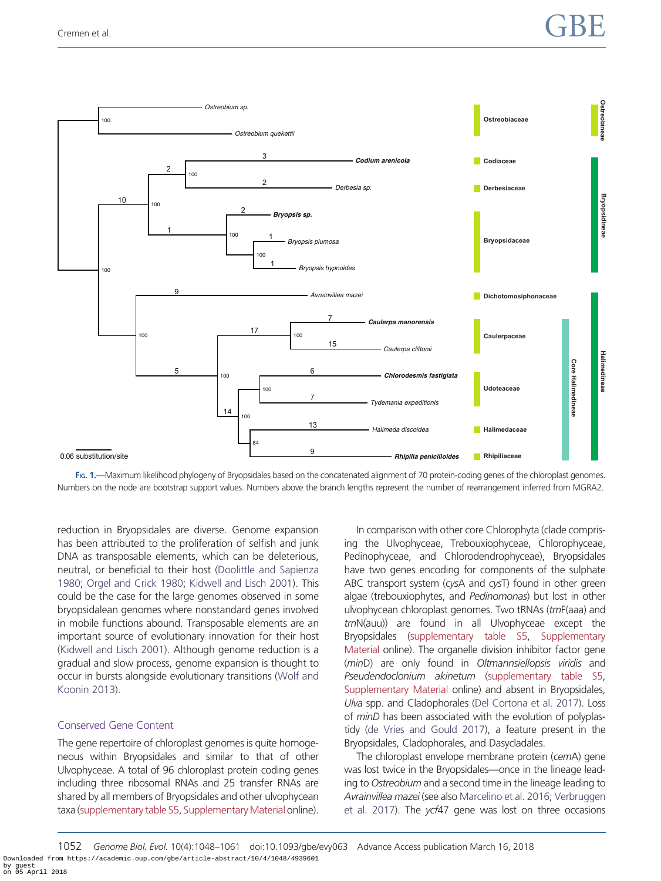FIG. 1.—Maximum likelihood phylogeny of Bryopsidales based on the concatenated alignment of 70 protein-coding genes of the chloroplast genomes. Numbers on the node are bootstrap support values. Numbers above the branch lengths represent the number of rearrangement inferred from MGRA2.

reduction in Bryopsidales are diverse. Genome expansion has been attributed to the proliferation of selfish and junk DNA as transposable elements, which can be deleterious, neutral, or beneficial to their host (Doolittle and Sapienza 1980; Orgel and Crick 1980; Kidwell and Lisch 2001). This could be the case for the large genomes observed in some bryopsidalean genomes where nonstandard genes involved in mobile functions abound. Transposable elements are an important source of evolutionary innovation for their host (Kidwell and Lisch 2001). Although genome reduction is a gradual and slow process, genome expansion is thought to occur in bursts alongside evolutionary transitions (Wolf and Koonin 2013).

## Conserved Gene Content

The gene repertoire of chloroplast genomes is quite homogeneous within Bryopsidales and similar to that of other Ulvophyceae. A total of 96 chloroplast protein coding genes including three ribosomal RNAs and 25 transfer RNAs are shared by all members of Bryopsidales and other ulvophycean taxa (supplementary table S5, Supplementary Material online).

In comparison with other core Chlorophyta (clade comprising the Ulvophyceae, Trebouxiophyceae, Chlorophyceae, Pedinophyceae, and Chlorodendrophyceae), Bryopsidales have two genes encoding for components of the sulphate ABC transport system (*cysA* and *cysT*) found in other green algae (trebouxiophytes, and *Pedinomonas*) but lost in other ulvophycean chloroplast genomes. Two tRNAs (*trnF*(aaa) and *trnN*(auu)) are found in all Ulvophyceae except the Bryopsidales (supplementary table S5, Supplementary Material online). The organelle division inhibitor factor gene (*minD*) are only found in *Oltmannsiellopsis viridis* and *Pseudendoclonium akinetum* (supplementary table S5, Supplementary Material online) and absent in Bryopsidales, *Ulva* spp. and Cladophorales (Del Cortona et al. 2017). Loss of *minD* has been associated with the evolution of polyplastidy (de Vries and Gould 2017), a feature present in the Bryopsidales, Cladophorales, and Dasycladales.

The chloroplast envelope membrane protein (*cemA*) gene was lost twice in the Bryopsidales—once in the lineage leading to *Ostreobium* and a second time in the lineage leading to *Avrainvillea mazei* (see also Marcelino et al. 2016; Verbruggen et al. 2017). The *ycf47* gene was lost on three occasions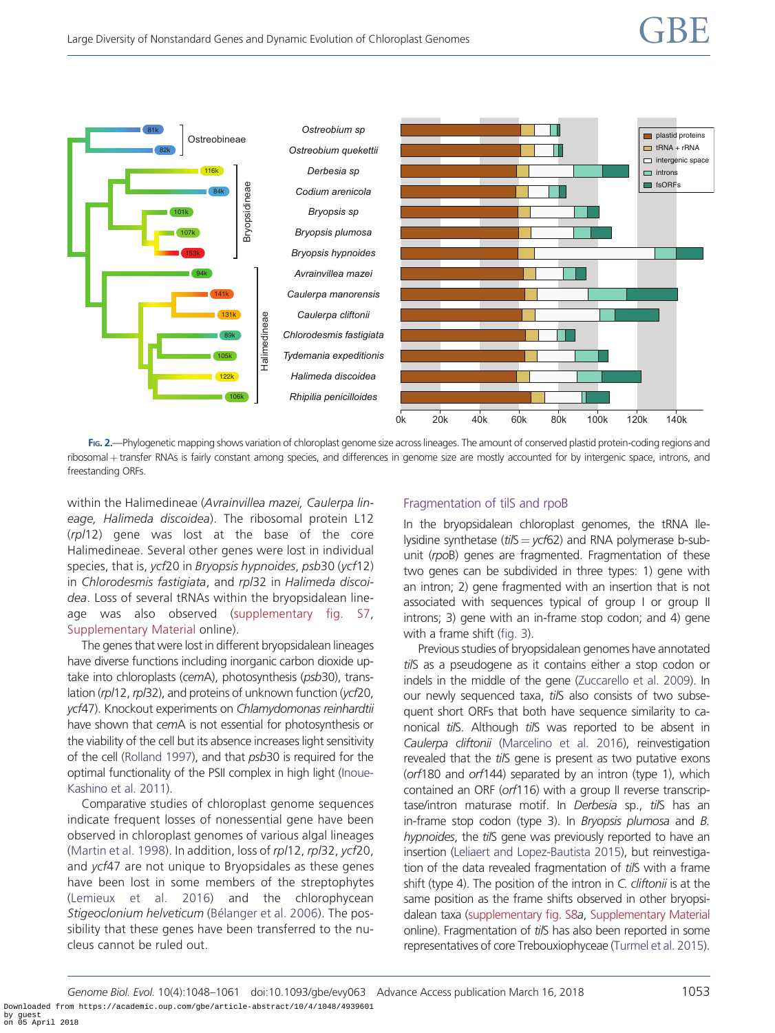Fig. 2.—Phylogenetic mapping shows variation of chloroplast genome size across lineages. The amount of conserved plastid protein-coding regions and ribosomal + transfer RNAs is fairly constant among species, and differences in genome size are mostly accounted for by intergenic space, introns, and freestanding ORFs.

within the Halimedineae (*Avrainvillea mazei, Caulerpa lineage, Halimeda discoidea*). The ribosomal protein L12 (*rpl*12) gene was lost at the base of the core Halimedineae. Several other genes were lost in individual species, that is, *ycf*20 in *Bryopsis hypnoides*, *psb*30 (*ycf*12) in *Chlorodesmis fastigiata*, and *rpl*32 in *Halimeda discoidea*. Loss of several tRNAs within the bryopsidalean lineage was also observed (supplementary fig. S7, Supplementary Material online).

The genes that were lost in different bryopsidalean lineages have diverse functions including inorganic carbon dioxide uptake into chloroplasts (*cem*A), photosynthesis (*psb*30), translation (*rpl*12, *rpl*32), and proteins of unknown function (*ycf*20, *ycf*47). Knockout experiments on *Chlamydomonas reinhardtii* have shown that *cem*A is not essential for photosynthesis or the viability of the cell but its absence increases light sensitivity of the cell (Rolland 1997), and that *psb*30 is required for the optimal functionality of the PSII complex in high light (Inoue-Kashino et al. 2011).

Comparative studies of chloroplast genome sequences indicate frequent losses of nonessential gene have been observed in chloroplast genomes of various algal lineages (Martin et al. 1998). In addition, loss of *rpl*12, *rpl*32, *ycf*20, and *ycf*47 are not unique to Bryopsidales as these genes have been lost in some members of the streptophytes (Lemieux et al. 2016) and the chlorophycean *Stigeoclonium helveticum* (Bélanger et al. 2006). The possibility that these genes have been transferred to the nucleus cannot be ruled out.

## Fragmentation of tilS and rpoB

In the bryopsidalean chloroplast genomes, the tRNA Ile-lysidine synthetase (*tilS* = *ycf*62) and RNA polymerase b-subunit (*rpo*B) genes are fragmented. Fragmentation of these two genes can be subdivided in three types: 1) gene with an intron; 2) gene fragmented with an insertion that is not associated with sequences typical of group I or group II introns; 3) gene with an in-frame stop codon; and 4) gene with a frame shift (fig. 3).

Previous studies of bryopsidalean genomes have annotated *tilS* as a pseudogene as it contains either a stop codon or indels in the middle of the gene (Zuccarello et al. 2009). In our newly sequenced taxa, *tilS* also consists of two subsequent short ORFs that both have sequence similarity to canonical *tilS*. Although *tilS* was reported to be absent in *Caulerpa cliftonii* (Marcelino et al. 2016), reinvestigation revealed that the *tilS* gene is present as two putative exons (*orf*180 and *orf*144) separated by an intron (type 1), which contained an ORF (*orf*116) with a group II reverse transcriptase/intron maturase motif. In *Derbesia* sp., *tilS* has an in-frame stop codon (type 3). In *Bryopsis plumosa* and *B. hypnoides*, the *tilS* gene was previously reported to have an insertion (Leliaert and Lopez-Bautista 2015), but reinvestigation of the data revealed fragmentation of *tilS* with a frame shift (type 4). The position of the intron in *C. cliftonii* is at the same position as the frame shifts observed in other bryopsidalean taxa (supplementary fig. S8*a*, Supplementary Material online). Fragmentation of *tilS* has also been reported in some representatives of core Trebouxiophyceae (Turmel et al. 2015).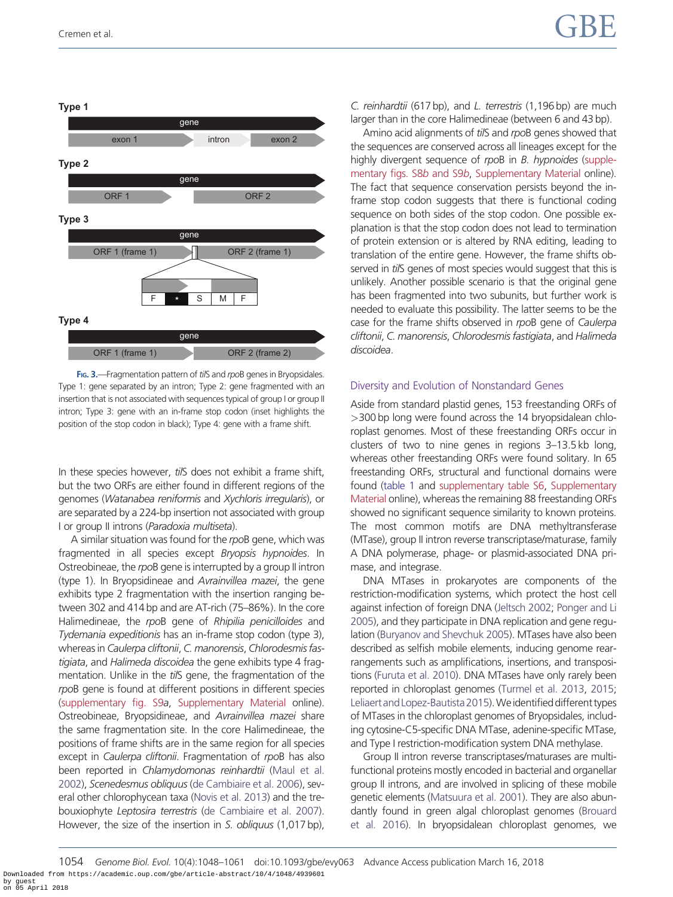Type 1

gene

exon 1 | intron | exon 2

Type 2

gene

ORF 1 | ORF 2

Type 3

gene

ORF 1 (frame 1) | ORF 2 (frame 1)

F * S M F

Type 4

gene

ORF 1 (frame 1) | ORF 2 (frame 2)

**Fig. 3.**—Fragmentation pattern of *tilS* and *rpoB* genes in Bryopsidales. Type 1: gene separated by an intron; Type 2: gene fragmented with an insertion that is not associated with sequences typical of group I or group II intron; Type 3: gene with an in-frame stop codon (inset highlights the position of the stop codon in black); Type 4: gene with a frame shift.

In these species however, *tilS* does not exhibit a frame shift, but the two ORFs are either found in different regions of the genomes (*Watanabea reniformis* and *Xychloris irregularis*), or are separated by a 224-bp insertion not associated with group I or group II introns (*Paradoxia multiseta*).

A similar situation was found for the *rpoB* gene, which was fragmented in all species except *Bryopsis hypnoides*. In Ostreobineae, the *rpoB* gene is interrupted by a group II intron (type 1). In Bryopsidineae and *Avrainvillea mazei*, the gene exhibits type 2 fragmentation with the insertion ranging between 302 and 414 bp and are AT-rich (75–86%). In the core Halimedineae, the *rpoB* gene of *Rhipilia penicilloides* and *Tydemania expeditionis* has an in-frame stop codon (type 3), whereas in *Caulerpa cliftonii*, *C. manorensis*, *Chlorodesmis fastigiata*, and *Halimeda discoidea* the gene exhibits type 4 fragmentation. Unlike in the *tilS* gene, the fragmentation of the *rpoB* gene is found at different positions in different species (supplementary fig. S9*a*, Supplementary Material online). Ostreobineae, Bryopsidineae, and *Avrainvillea mazei* share the same fragmentation site. In the core Halimedineae, the positions of frame shifts are in the same region for all species except in *Caulerpa cliftonii*. Fragmentation of *rpoB* has also been reported in *Chlamydomonas reinhardtii* (Maul et al. 2002), *Scenedesmus obliquus* (de Cambiaire et al. 2006), several other chlorophycean taxa (Novis et al. 2013) and the trebouxiophyte *Leptosira terrestris* (de Cambiaire et al. 2007). However, the size of the insertion in *S. obliquus* (1,017 bp), *C. reinhardtii* (617 bp), and *L. terrestris* (1,196 bp) are much larger than in the core Halimedineae (between 6 and 43 bp).

Amino acid alignments of *tilS* and *rpoB* genes showed that the sequences are conserved across all lineages except for the highly divergent sequence of *rpoB* in *B. hypnoides* (supplementary figs. S8*b* and S9*b*, Supplementary Material online). The fact that sequence conservation persists beyond the in-frame stop codon suggests that there is functional coding sequence on both sides of the stop codon. One possible explanation is that the stop codon does not lead to termination of protein extension or is altered by RNA editing, leading to translation of the entire gene. However, the frame shifts observed in *tilS* genes of most species would suggest that this is unlikely. Another possible scenario is that the original gene has been fragmented into two subunits, but further work is needed to evaluate this possibility. The latter seems to be the case for the frame shifts observed in *rpoB* gene of *Caulerpa cliftonii*, *C. manorensis*, *Chlorodesmis fastigiata*, and *Halimeda discoidea*.

## Diversity and Evolution of Nonstandard Genes

Aside from standard plastid genes, 153 freestanding ORFs of >300 bp long were found across the 14 bryopsidalean chloroplast genomes. Most of these freestanding ORFs occur in clusters of two to nine genes in regions 3–13.5 kb long, whereas other freestanding ORFs were found solitary. In 65 freestanding ORFs, structural and functional domains were found (table 1 and supplementary table S6, Supplementary Material online), whereas the remaining 88 freestanding ORFs showed no significant sequence similarity to known proteins. The most common motifs are DNA methyltransferase (MTase), group II intron reverse transcriptase/maturase, family A DNA polymerase, phage- or plasmid-associated DNA primase, and integrase.

DNA MTases in prokaryotes are components of the restriction-modification systems, which protect the host cell against infection of foreign DNA (Jeltsch 2002; Ponger and Li 2005), and they participate in DNA replication and gene regulation (Buryanov and Shevchuk 2005). MTases have also been described as selfish mobile elements, inducing genome rearrangements such as amplifications, insertions, and transpositions (Furuta et al. 2010). DNA MTases have only rarely been reported in chloroplast genomes (Turmel et al. 2013, 2015; Leliaert and Lopez-Bautista 2015). We identified different types of MTases in the chloroplast genomes of Bryopsidales, including cytosine-C5-specific DNA MTase, adenine-specific MTase, and Type I restriction-modification system DNA methylase.

Group II intron reverse transcriptases/maturases are multifunctional proteins mostly encoded in bacterial and organellar group II introns, and are involved in splicing of these mobile genetic elements (Matsuura et al. 2001). They are also abundantly found in green algal chloroplast genomes (Brouard et al. 2016). In bryopsidalean chloroplast genomes, we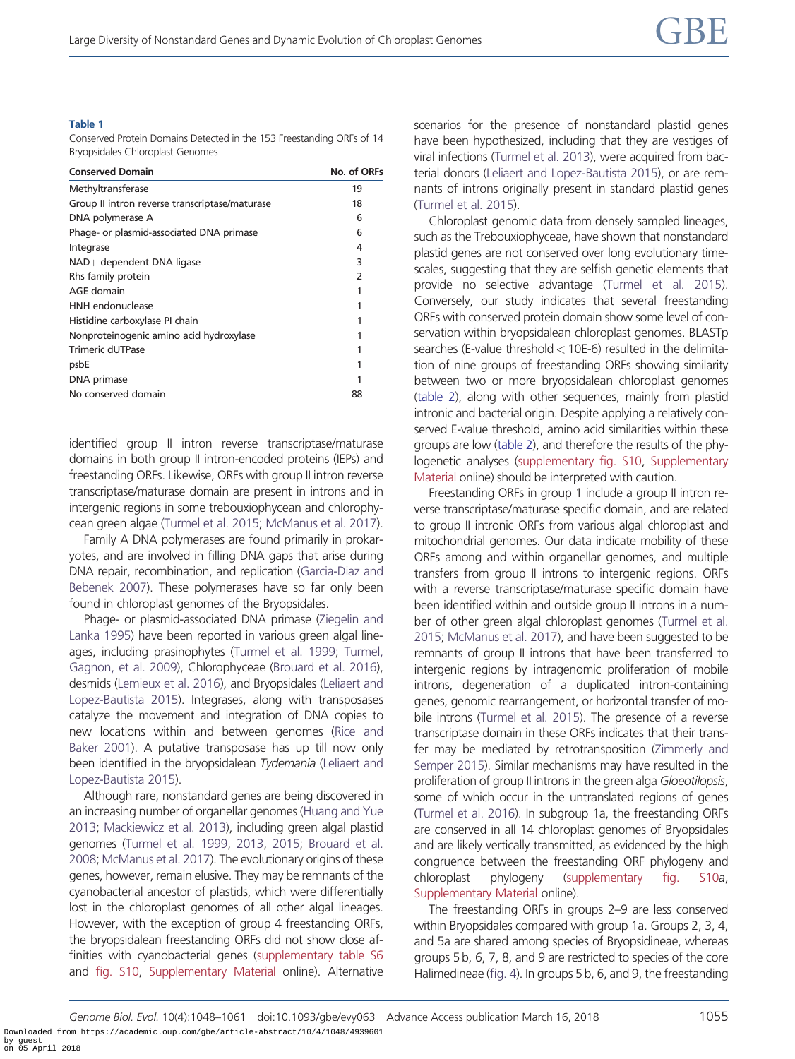**Table 1**

Conserved Protein Domains Detected in the 153 Freestanding ORFs of 14 Bryopsidales Chloroplast Genomes

| Conserved Domain | No. of ORFs |
|---|---|
| Methyltransferase | 19 |
| Group II intron reverse transcriptase/maturase | 18 |
| DNA polymerase A | 6 |
| Phage- or plasmid-associated DNA primase | 6 |
| Integrase | 4 |
| NAD+ dependent DNA ligase | 3 |
| Rhs family protein | 2 |
| AGE domain | 1 |
| HNH endonuclease | 1 |
| Histidine carboxylase PI chain | 1 |
| Nonproteinogenic amino acid hydroxylase | 1 |
| Trimeric dUTPase | 1 |
| psbE | 1 |
| DNA primase | 1 |
| No conserved domain | 88 |

identified group II intron reverse transcriptase/maturase domains in both group II intron-encoded proteins (IEPs) and freestanding ORFs. Likewise, ORFs with group II intron reverse transcriptase/maturase domain are present in introns and in intergenic regions in some trebouxiophycean and chlorophycean green algae (Turmel et al. 2015; McManus et al. 2017).

Family A DNA polymerases are found primarily in prokaryotes, and are involved in filling DNA gaps that arise during DNA repair, recombination, and replication (Garcia-Diaz and Bebenek 2007). These polymerases have so far only been found in chloroplast genomes of the Bryopsidales.

Phage- or plasmid-associated DNA primase (Ziegelin and Lanka 1995) have been reported in various green algal lineages, including prasinophytes (Turmel et al. 1999; Turmel, Gagnon, et al. 2009), Chlorophyceae (Brouard et al. 2016), desmids (Lemieux et al. 2016), and Bryopsidales (Leliaert and Lopez-Bautista 2015). Integrases, along with transposases catalyze the movement and integration of DNA copies to new locations within and between genomes (Rice and Baker 2001). A putative transposase has up till now only been identified in the bryopsidalean *Tydemania* (Leliaert and Lopez-Bautista 2015).

Although rare, nonstandard genes are being discovered in an increasing number of organellar genomes (Huang and Yue 2013; Mackiewicz et al. 2013), including green algal plastid genomes (Turmel et al. 1999, 2013, 2015; Brouard et al. 2008; McManus et al. 2017). The evolutionary origins of these genes, however, remain elusive. They may be remnants of the cyanobacterial ancestor of plastids, which were differentially lost in the chloroplast genomes of all other algal lineages. However, with the exception of group 4 freestanding ORFs, the bryopsidalean freestanding ORFs did not show close affinities with cyanobacterial genes (supplementary table S6 and fig. S10, Supplementary Material online). Alternative scenarios for the presence of nonstandard plastid genes have been hypothesized, including that they are vestiges of viral infections (Turmel et al. 2013), were acquired from bacterial donors (Leliaert and Lopez-Bautista 2015), or are remnants of introns originally present in standard plastid genes (Turmel et al. 2015).

Chloroplast genomic data from densely sampled lineages, such as the Trebouxiophyceae, have shown that nonstandard plastid genes are not conserved over long evolutionary timescales, suggesting that they are selfish genetic elements that provide no selective advantage (Turmel et al. 2015). Conversely, our study indicates that several freestanding ORFs with conserved protein domain show some level of conservation within bryopsidalean chloroplast genomes. BLASTp searches (E-value threshold < 10E-6) resulted in the delimitation of nine groups of freestanding ORFs showing similarity between two or more bryopsidalean chloroplast genomes (table 2), along with other sequences, mainly from plastid intronic and bacterial origin. Despite applying a relatively conserved E-value threshold, amino acid similarities within these groups are low (table 2), and therefore the results of the phylogenetic analyses (supplementary fig. S10, Supplementary Material online) should be interpreted with caution.

Freestanding ORFs in group 1 include a group II intron reverse transcriptase/maturase specific domain, and are related to group II intronic ORFs from various algal chloroplast and mitochondrial genomes. Our data indicate mobility of these ORFs among and within organellar genomes, and multiple transfers from group II introns to intergenic regions. ORFs with a reverse transcriptase/maturase specific domain have been identified within and outside group II introns in a number of other green algal chloroplast genomes (Turmel et al. 2015; McManus et al. 2017), and have been suggested to be remnants of group II introns that have been transferred to intergenic regions by intragenomic proliferation of mobile introns, degeneration of a duplicated intron-containing genes, genomic rearrangement, or horizontal transfer of mobile introns (Turmel et al. 2015). The presence of a reverse transcriptase domain in these ORFs indicates that their transfer may be mediated by retrotransposition (Zimmerly and Semper 2015). Similar mechanisms may have resulted in the proliferation of group II introns in the green alga *Gloeotilopsis*, some of which occur in the untranslated regions of genes (Turmel et al. 2016). In subgroup 1a, the freestanding ORFs are conserved in all 14 chloroplast genomes of Bryopsidales and are likely vertically transmitted, as evidenced by the high congruence between the freestanding ORF phylogeny and chloroplast phylogeny (supplementary fig. S10*a*, Supplementary Material online).

The freestanding ORFs in groups 2–9 are less conserved within Bryopsidales compared with group 1a. Groups 2, 3, 4, and 5a are shared among species of Bryopsidineae, whereas groups 5 b, 6, 7, 8, and 9 are restricted to species of the core Halimedineae (fig. 4). In groups 5 b, 6, and 9, the freestanding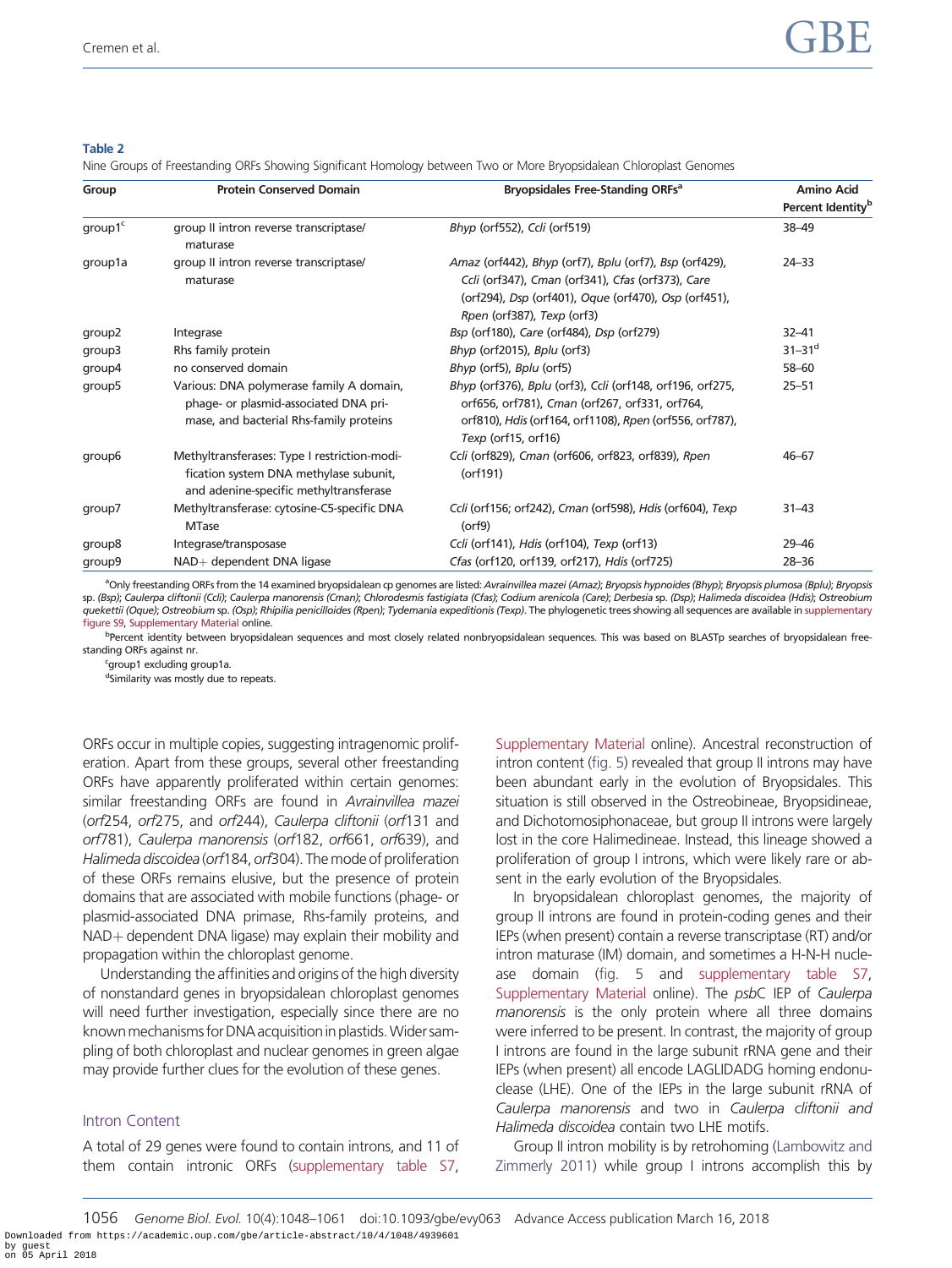**Table 2**
Nine Groups of Freestanding ORFs Showing Significant Homology between Two or More Bryopsidalean Chloroplast Genomes

| Group | Protein Conserved Domain | Bryopsidales Free-Standing ORFs[a] | Amino Acid Percent Identity[b] |
|---|---|---|---|
| group1[c] | group II intron reverse transcriptase/maturase | *Bhyp* (orf552), *Ccli* (orf519) | 38–49 |
| group1a | group II intron reverse transcriptase/maturase | *Amaz* (orf442), *Bhyp* (orf7), *Bplu* (orf7), *Bsp* (orf429), *Ccli* (orf347), *Cman* (orf341), *Cfas* (orf373), *Care* (orf294), *Dsp* (orf401), *Oque* (orf470), *Osp* (orf451), *Rpen* (orf387), *Texp* (orf3) | 24–33 |
| group2 | Integrase | *Bsp* (orf180), *Care* (orf484), *Dsp* (orf279) | 32–41 |
| group3 | Rhs family protein | *Bhyp* (orf2015), *Bplu* (orf3) | 31–31[d] |
| group4 | no conserved domain | *Bhyp* (orf5), *Bplu* (orf5) | 58–60 |
| group5 | Various: DNA polymerase family A domain, phage- or plasmid-associated DNA primase, and bacterial Rhs-family proteins | *Bhyp* (orf376), *Bplu* (orf3), *Ccli* (orf148, orf196, orf275, orf656, orf781), *Cman* (orf267, orf331, orf764, orf810), *Hdis* (orf164, orf1108), *Rpen* (orf556, orf787), *Texp* (orf15, orf16) | 25–51 |
| group6 | Methyltransferases: Type I restriction-modification system DNA methylase subunit, and adenine-specific methyltransferase | *Ccli* (orf829), *Cman* (orf606, orf823, orf839), *Rpen* (orf191) | 46–67 |
| group7 | Methyltransferase: cytosine-C5-specific DNA MTase | *Ccli* (orf156; orf242), *Cman* (orf598), *Hdis* (orf604), *Texp* (orf9) | 31–43 |
| group8 | Integrase/transposase | *Ccli* (orf141), *Hdis* (orf104), *Texp* (orf13) | 29–46 |
| group9 | NAD+ dependent DNA ligase | *Cfas* (orf120, orf139, orf217), *Hdis* (orf725) | 28–36 |

[a]Only freestanding ORFs from the 14 examined bryopsidalean cp genomes are listed: *Avrainvillea mazei (Amaz)*; *Bryopsis hypnoides (Bhyp)*; *Bryopsis plumosa (Bplu)*; *Bryopsis* sp. *(Bsp)*; *Caulerpa cliftonii (Ccli)*; *Caulerpa manorensis (Cman)*; *Chlorodesmis fastigiata (Cfas)*; *Codium arenicola (Care)*; *Derbesia* sp. *(Dsp)*; *Halimeda discoidea (Hdis)*; *Ostreobium quekettii (Oque)*; *Ostreobium* sp. *(Osp)*; *Rhipilia penicilloides (Rpen)*; *Tydemania expeditionis (Texp)*. The phylogenetic trees showing all sequences are available in supplementary figure S9, Supplementary Material online.

[b]Percent identity between bryopsidalean sequences and most closely related nonbryopsidalean sequences. This was based on BLASTp searches of bryopsidalean freestanding ORFs against nr.

[c]group1 excluding group1a.

[d]Similarity was mostly due to repeats.

ORFs occur in multiple copies, suggesting intragenomic proliferation. Apart from these groups, several other freestanding ORFs have apparently proliferated within certain genomes: similar freestanding ORFs are found in *Avrainvillea mazei* (*orf*254, *orf*275, and *orf*244), *Caulerpa cliftonii* (*orf*131 and *orf*781), *Caulerpa manorensis* (*orf*182, *orf*661, *orf*639), and *Halimeda discoidea* (*orf*184, *orf*304). The mode of proliferation of these ORFs remains elusive, but the presence of protein domains that are associated with mobile functions (phage- or plasmid-associated DNA primase, Rhs-family proteins, and NAD+ dependent DNA ligase) may explain their mobility and propagation within the chloroplast genome.

Understanding the affinities and origins of the high diversity of nonstandard genes in bryopsidalean chloroplast genomes will need further investigation, especially since there are no known mechanisms for DNA acquisition in plastids. Wider sampling of both chloroplast and nuclear genomes in green algae may provide further clues for the evolution of these genes.

## Intron Content

A total of 29 genes were found to contain introns, and 11 of them contain intronic ORFs (supplementary table S7, Supplementary Material online). Ancestral reconstruction of intron content (fig. 5) revealed that group II introns may have been abundant early in the evolution of Bryopsidales. This situation is still observed in the Ostreobineae, Bryopsidineae, and Dichotomosiphonaceae, but group II introns were largely lost in the core Halimedineae. Instead, this lineage showed a proliferation of group I introns, which were likely rare or absent in the early evolution of the Bryopsidales.

In bryopsidalean chloroplast genomes, the majority of group II introns are found in protein-coding genes and their IEPs (when present) contain a reverse transcriptase (RT) and/or intron maturase (IM) domain, and sometimes a H-N-H nuclease domain (fig. 5 and supplementary table S7, Supplementary Material online). The *psb*C IEP of *Caulerpa manorensis* is the only protein where all three domains were inferred to be present. In contrast, the majority of group I introns are found in the large subunit rRNA gene and their IEPs (when present) all encode LAGLIDADG homing endonuclease (LHE). One of the IEPs in the large subunit rRNA of *Caulerpa manorensis* and two in *Caulerpa cliftonii and Halimeda discoidea* contain two LHE motifs.

Group II intron mobility is by retrohoming (Lambowitz and Zimmerly 2011) while group I introns accomplish this by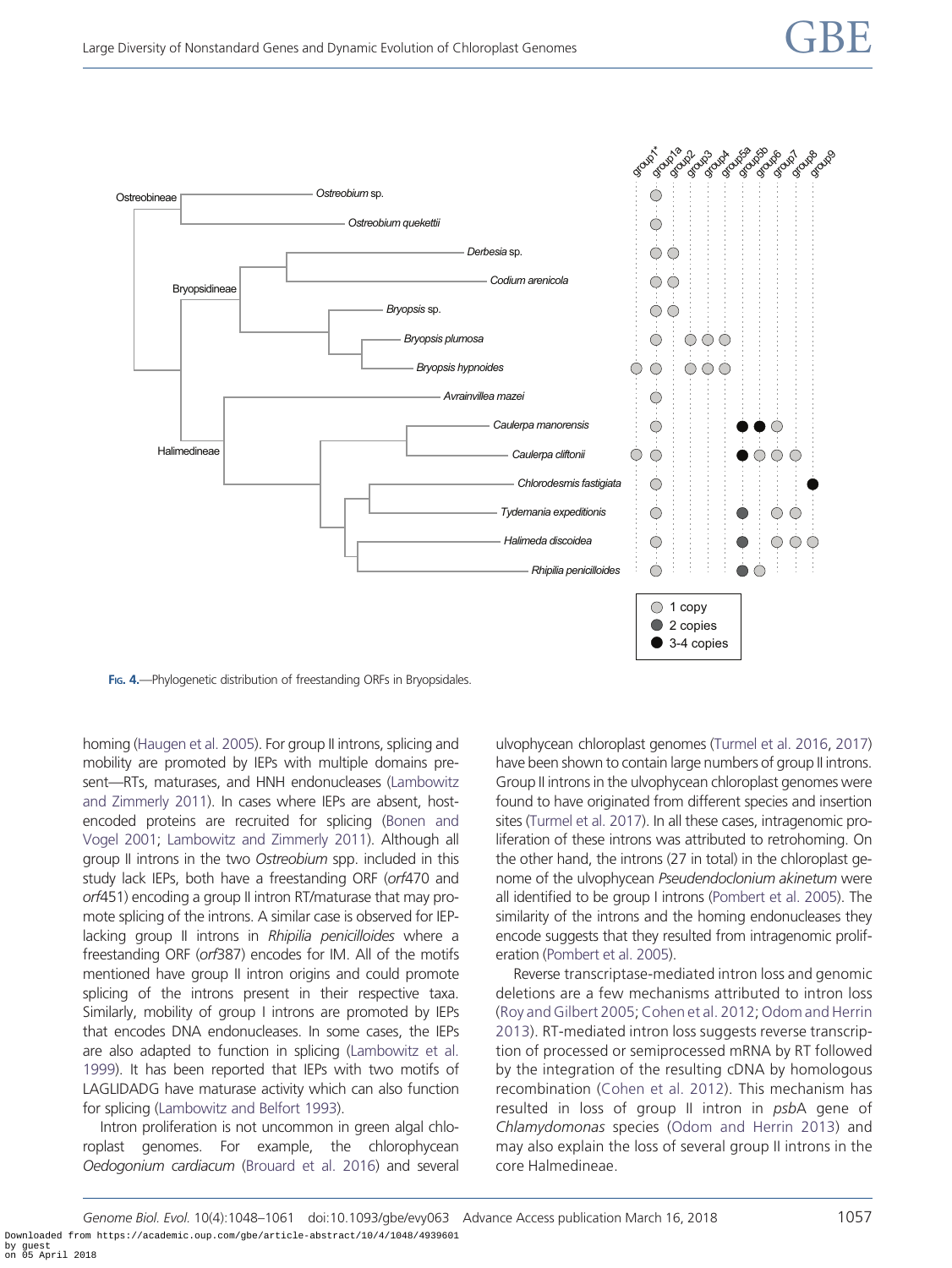FIG. 4.—Phylogenetic distribution of freestanding ORFs in Bryopsidales.

homing (Haugen et al. 2005). For group II introns, splicing and mobility are promoted by IEPs with multiple domains present—RTs, maturases, and HNH endonucleases (Lambowitz and Zimmerly 2011). In cases where IEPs are absent, host-encoded proteins are recruited for splicing (Bonen and Vogel 2001; Lambowitz and Zimmerly 2011). Although all group II introns in the two *Ostreobium* spp. included in this study lack IEPs, both have a freestanding ORF (*orf*470 and *orf*451) encoding a group II intron RT/maturase that may promote splicing of the introns. A similar case is observed for IEP-lacking group II introns in *Rhipilia penicilloides* where a freestanding ORF (*orf*387) encodes for IM. All of the motifs mentioned have group II intron origins and could promote splicing of the introns present in their respective taxa. Similarly, mobility of group I introns are promoted by IEPs that encodes DNA endonucleases. In some cases, the IEPs are also adapted to function in splicing (Lambowitz et al. 1999). It has been reported that IEPs with two motifs of LAGLIDADG have maturase activity which can also function for splicing (Lambowitz and Belfort 1993).

Intron proliferation is not uncommon in green algal chloroplast genomes. For example, the chlorophycean *Oedogonium cardiacum* (Brouard et al. 2016) and several ulvophycean chloroplast genomes (Turmel et al. 2016, 2017) have been shown to contain large numbers of group II introns. Group II introns in the ulvophycean chloroplast genomes were found to have originated from different species and insertion sites (Turmel et al. 2017). In all these cases, intragenomic proliferation of these introns was attributed to retrohoming. On the other hand, the introns (27 in total) in the chloroplast genome of the ulvophycean *Pseudendoclonium akinetum* were all identified to be group I introns (Pombert et al. 2005). The similarity of the introns and the homing endonucleases they encode suggests that they resulted from intragenomic proliferation (Pombert et al. 2005).

Reverse transcriptase-mediated intron loss and genomic deletions are a few mechanisms attributed to intron loss (Roy and Gilbert 2005; Cohen et al. 2012; Odom and Herrin 2013). RT-mediated intron loss suggests reverse transcription of processed or semiprocessed mRNA by RT followed by the integration of the resulting cDNA by homologous recombination (Cohen et al. 2012). This mechanism has resulted in loss of group II intron in *psb*A gene of *Chlamydomonas* species (Odom and Herrin 2013) and may also explain the loss of several group II introns in the core Halmedineae.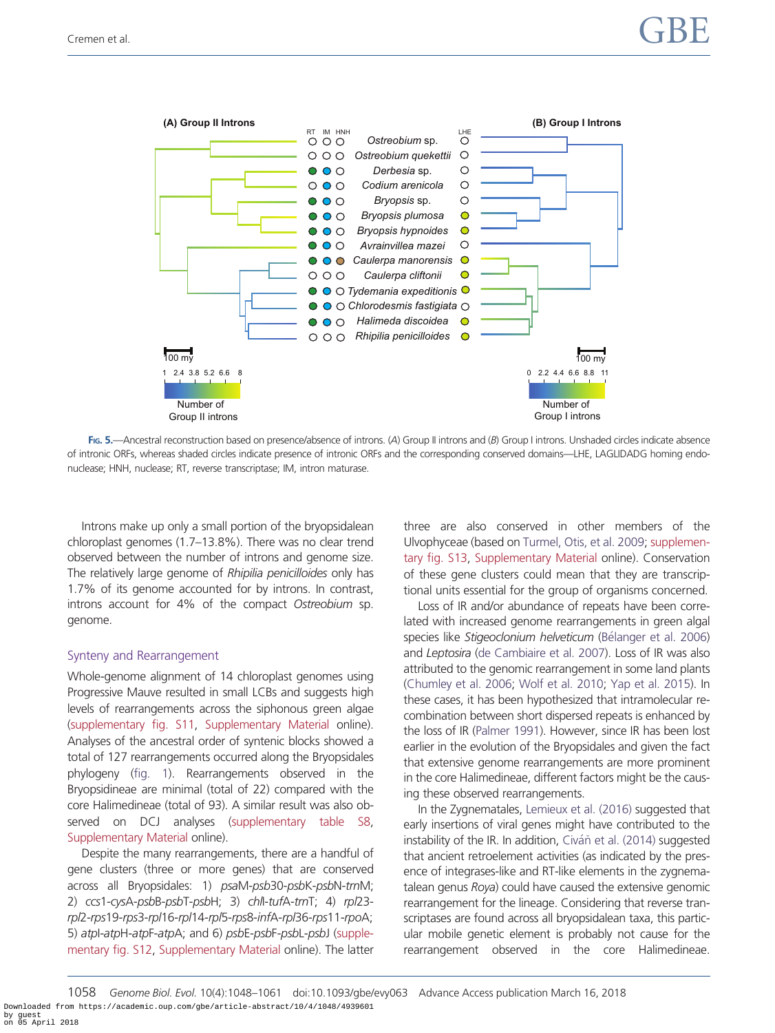**FIG. 5.**—Ancestral reconstruction based on presence/absence of introns. (*A*) Group II introns and (*B*) Group I introns. Unshaded circles indicate absence of intronic ORFs, whereas shaded circles indicate presence of intronic ORFs and the corresponding conserved domains—LHE, LAGLIDADG homing endonuclease; HNH, nuclease; RT, reverse transcriptase; IM, intron maturase.

Introns make up only a small portion of the bryopsidalean chloroplast genomes (1.7–13.8%). There was no clear trend observed between the number of introns and genome size. The relatively large genome of *Rhipilia penicilloides* only has 1.7% of its genome accounted for by introns. In contrast, introns account for 4% of the compact *Ostreobium* sp. genome.

## Synteny and Rearrangement

Whole-genome alignment of 14 chloroplast genomes using Progressive Mauve resulted in small LCBs and suggests high levels of rearrangements across the siphonous green algae (supplementary fig. S11, Supplementary Material online). Analyses of the ancestral order of syntenic blocks showed a total of 127 rearrangements occurred along the Bryopsidales phylogeny (fig. 1). Rearrangements observed in the Bryopsidineae are minimal (total of 22) compared with the core Halimedineae (total of 93). A similar result was also observed on DCJ analyses (supplementary table S8, Supplementary Material online).

Despite the many rearrangements, there are a handful of gene clusters (three or more genes) that are conserved across all Bryopsidales: 1) *psa*M-*psb*30-*psb*K-*psb*N-*trn*M; 2) *ccs*1-*cys*A-*psb*B-*psb*T-*psb*H; 3) *chl*I-*tuf*A-*trn*T; 4) *rpl*23-*rpl*2-*rps*19-*rps*3-*rpl*16-*rpl*14-*rpl*5-*rps*8-*inf*A-*rpl*36-*rps*11-*rpo*A; 5) *atp*I-*atp*H-*atp*F-*atp*A; and 6) *psb*E-*psb*F-*psb*L-*psb*J (supplementary fig. S12, Supplementary Material online). The latter three are also conserved in other members of the Ulvophyceae (based on Turmel, Otis, et al. 2009; supplementary fig. S13, Supplementary Material online). Conservation of these gene clusters could mean that they are transcriptional units essential for the group of organisms concerned.

Loss of IR and/or abundance of repeats have been correlated with increased genome rearrangements in green algal species like *Stigeoclonium helveticum* (Bélanger et al. 2006) and *Leptosira* (de Cambiaire et al. 2007). Loss of IR was also attributed to the genomic rearrangement in some land plants (Chumley et al. 2006; Wolf et al. 2010; Yap et al. 2015). In these cases, it has been hypothesized that intramolecular recombination between short dispersed repeats is enhanced by the loss of IR (Palmer 1991). However, since IR has been lost earlier in the evolution of the Bryopsidales and given the fact that extensive genome rearrangements are more prominent in the core Halimedineae, different factors might be the causing these observed rearrangements.

In the Zygnematales, Lemieux et al. (2016) suggested that early insertions of viral genes might have contributed to the instability of the IR. In addition, Civáň et al. (2014) suggested that ancient retroelement activities (as indicated by the presence of integrases-like and RT-like elements in the zygnematalean genus *Roya*) could have caused the extensive genomic rearrangement for the lineage. Considering that reverse transcriptases are found across all bryopsidalean taxa, this particular mobile genetic element is probably not cause for the rearrangement observed in the core Halimedineae.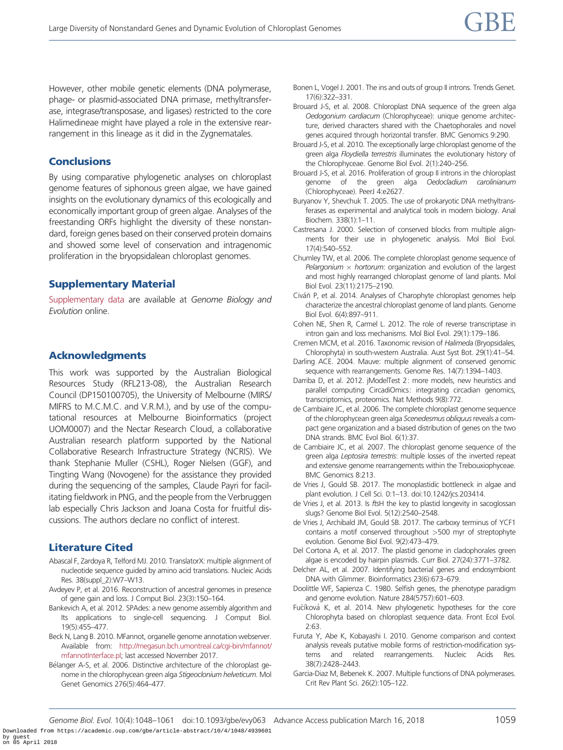However, other mobile genetic elements (DNA polymerase, phage- or plasmid-associated DNA primase, methyltransferase, integrase/transposase, and ligases) restricted to the core Halimedineae might have played a role in the extensive rearrangement in this lineage as it did in the Zygnematales.

## Conclusions

By using comparative phylogenetic analyses on chloroplast genome features of siphonous green algae, we have gained insights on the evolutionary dynamics of this ecologically and economically important group of green algae. Analyses of the freestanding ORFs highlight the diversity of these nonstandard, foreign genes based on their conserved protein domains and showed some level of conservation and intragenomic proliferation in the bryopsidalean chloroplast genomes.

## Supplementary Material

Supplementary data are available at *Genome Biology and Evolution* online.

## Acknowledgments

This work was supported by the Australian Biological Resources Study (RFL213-08), the Australian Research Council (DP150100705), the University of Melbourne (MIRS/MIFRS to M.C.M.C. and V.R.M.), and by use of the computational resources at Melbourne Bioinformatics (project UOM0007) and the Nectar Research Cloud, a collaborative Australian research platform supported by the National Collaborative Research Infrastructure Strategy (NCRIS). We thank Stephanie Muller (CSHL), Roger Nielsen (GGF), and Tingting Wang (Novogene) for the assistance they provided during the sequencing of the samples, Claude Payri for facilitating fieldwork in PNG, and the people from the Verbruggen lab especially Chris Jackson and Joana Costa for fruitful discussions. The authors declare no conflict of interest.

## Literature Cited

Abascal F, Zardoya R, Telford MJ. 2010. TranslatorX: multiple alignment of nucleotide sequence guided by amino acid translations. Nucleic Acids Res. 38(suppl_2):W7–W13.

Avdeyev P, et al. 2016. Reconstruction of ancestral genomes in presence of gene gain and loss. J Comput Biol. 23(3):150–164.

Bankevich A, et al. 2012. SPAdes: a new genome assembly algorithm and Its applications to single-cell sequencing. J Comput Biol. 19(5):455–477.

Beck N, Lang B. 2010. MFannot, organelle genome annotation webserver. Available from: http://megasun.bch.umontreal.ca/cgi-bin/mfannot/mfannotInterface.pl; last accessed November 2017.

Bélanger A-S, et al. 2006. Distinctive architecture of the chloroplast genome in the chlorophycean green alga *Stigeoclonium helveticum*. Mol Genet Genomics 276(5):464–477.

Bonen L, Vogel J. 2001. The ins and outs of group II introns. Trends Genet. 17(6):322–331.

Brouard J-S, et al. 2008. Chloroplast DNA sequence of the green alga *Oedogonium cardiacum* (Chlorophyceae): unique genome architecture, derived characters shared with the Chaetophorales and novel genes acquired through horizontal transfer. BMC Genomics 9:290.

Brouard J-S, et al. 2010. The exceptionally large chloroplast genome of the green alga *Floydiella terrestris* illuminates the evolutionary history of the Chlorophyceae. Genome Biol Evol. 2(1):240–256.

Brouard J-S, et al. 2016. Proliferation of group II introns in the chloroplast genome of the green alga *Oedocladium carolinianum* (Chlorophyceae). PeerJ 4:e2627.

Buryanov Y, Shevchuk T. 2005. The use of prokaryotic DNA methyltransferases as experimental and analytical tools in modern biology. Anal Biochem. 338(1):1–11.

Castresana J. 2000. Selection of conserved blocks from multiple alignments for their use in phylogenetic analysis. Mol Biol Evol. 17(4):540–552.

Chumley TW, et al. 2006. The complete chloroplast genome sequence of *Pelargonium* × *hortorum*: organization and evolution of the largest and most highly rearranged chloroplast genome of land plants. Mol Biol Evol. 23(11):2175–2190.

Civáň P, et al. 2014. Analyses of Charophyte chloroplast genomes help characterize the ancestral chloroplast genome of land plants. Genome Biol Evol. 6(4):897–911.

Cohen NE, Shen R, Carmel L. 2012. The role of reverse transcriptase in intron gain and loss mechanisms. Mol Biol Evol. 29(1):179–186.

Cremen MCM, et al. 2016. Taxonomic revision of *Halimeda* (Bryopsidales, Chlorophyta) in south-western Australia. Aust Syst Bot. 29(1):41–54.

Darling ACE. 2004. Mauve: multiple alignment of conserved genomic sequence with rearrangements. Genome Res. 14(7):1394–1403.

Darriba D, et al. 2012. jModelTest 2: more models, new heuristics and parallel computing CircadiOmics: integrating circadian genomics, transcriptomics, proteomics. Nat Methods 9(8):772.

de Cambiaire JC, et al. 2006. The complete chloroplast genome sequence of the chlorophycean green alga *Scenedesmus obliquus* reveals a compact gene organization and a biased distribution of genes on the two DNA strands. BMC Evol Biol. 6(1):37.

de Cambiaire JC, et al. 2007. The chloroplast genome sequence of the green alga *Leptosira terrestris*: multiple losses of the inverted repeat and extensive genome rearrangements within the Trebouxiophyceae. BMC Genomics 8:213.

de Vries J, Gould SB. 2017. The monoplastidic bottleneck in algae and plant evolution. J Cell Sci. 0:1–13. doi:10.1242/jcs.203414.

de Vries J, et al. 2013. Is *ftsH* the key to plastid longevity in sacoglossan slugs? Genome Biol Evol. 5(12):2540–2548.

de Vries J, Archibald JM, Gould SB. 2017. The carboxy terminus of YCF1 contains a motif conserved throughout >500 myr of streptophyte evolution. Genome Biol Evol. 9(2):473–479.

Del Cortona A, et al. 2017. The plastid genome in cladophorales green algae is encoded by hairpin plasmids. Curr Biol. 27(24):3771–3782.

Delcher AL, et al. 2007. Identifying bacterial genes and endosymbiont DNA with Glimmer. Bioinformatics 23(6):673–679.

Doolittle WF, Sapienza C. 1980. Selfish genes, the phenotype paradigm and genome evolution. Nature 284(5757):601–603.

Fučíková K, et al. 2014. New phylogenetic hypotheses for the core Chlorophyta based on chloroplast sequence data. Front Ecol Evol. 2:63.

Furuta Y, Abe K, Kobayashi I. 2010. Genome comparison and context analysis reveals putative mobile forms of restriction-modification systems and related rearrangements. Nucleic Acids Res. 38(7):2428–2443.

Garcia-Diaz M, Bebenek K. 2007. Multiple functions of DNA polymerases. Crit Rev Plant Sci. 26(2):105–122.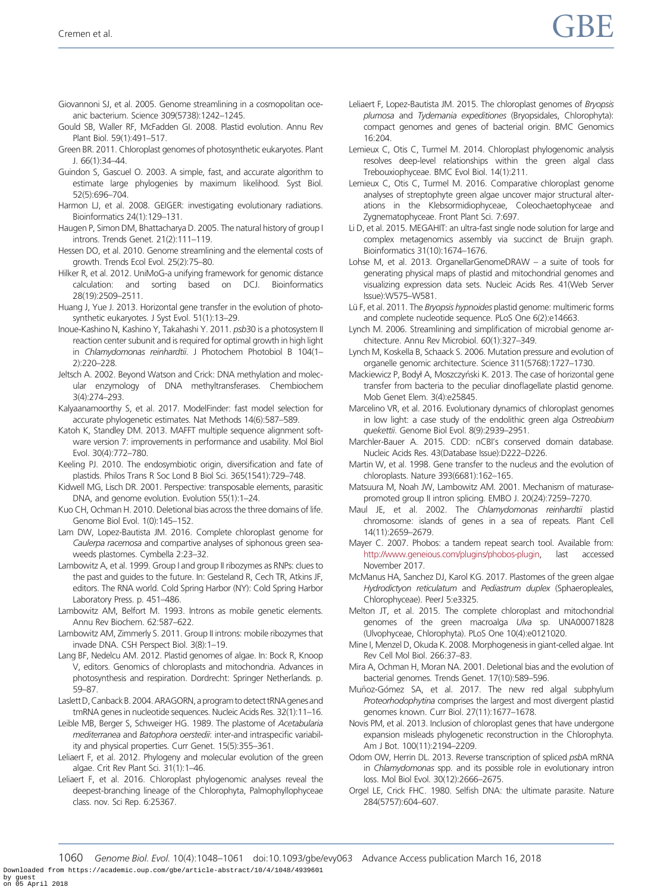Giovannoni SJ, et al. 2005. Genome streamlining in a cosmopolitan oceanic bacterium. Science 309(5738):1242–1245.

Gould SB, Waller RF, McFadden GI. 2008. Plastid evolution. Annu Rev Plant Biol. 59(1):491–517.

Green BR. 2011. Chloroplast genomes of photosynthetic eukaryotes. Plant J. 66(1):34–44.

Guindon S, Gascuel O. 2003. A simple, fast, and accurate algorithm to estimate large phylogenies by maximum likelihood. Syst Biol. 52(5):696–704.

Harmon LJ, et al. 2008. GEIGER: investigating evolutionary radiations. Bioinformatics 24(1):129–131.

Haugen P, Simon DM, Bhattacharya D. 2005. The natural history of group I introns. Trends Genet. 21(2):111–119.

Hessen DO, et al. 2010. Genome streamlining and the elemental costs of growth. Trends Ecol Evol. 25(2):75–80.

Hilker R, et al. 2012. UniMoG-a unifying framework for genomic distance calculation: and sorting based on DCJ. Bioinformatics 28(19):2509–2511.

Huang J, Yue J. 2013. Horizontal gene transfer in the evolution of photosynthetic eukaryotes. J Syst Evol. 51(1):13–29.

Inoue-Kashino N, Kashino Y, Takahashi Y. 2011. *psb*30 is a photosystem II reaction center subunit and is required for optimal growth in high light in *Chlamydomonas reinhardtii*. J Photochem Photobiol B 104(1–2):220–228.

Jeltsch A. 2002. Beyond Watson and Crick: DNA methylation and molecular enzymology of DNA methyltransferases. Chembiochem 3(4):274–293.

Kalyaanamoorthy S, et al. 2017. ModelFinder: fast model selection for accurate phylogenetic estimates. Nat Methods 14(6):587–589.

Katoh K, Standley DM. 2013. MAFFT multiple sequence alignment software version 7: improvements in performance and usability. Mol Biol Evol. 30(4):772–780.

Keeling PJ. 2010. The endosymbiotic origin, diversification and fate of plastids. Philos Trans R Soc Lond B Biol Sci. 365(1541):729–748.

Kidwell MG, Lisch DR. 2001. Perspective: transposable elements, parasitic DNA, and genome evolution. Evolution 55(1):1–24.

Kuo CH, Ochman H. 2010. Deletional bias across the three domains of life. Genome Biol Evol. 1(0):145–152.

Lam DW, Lopez-Bautista JM. 2016. Complete chloroplast genome for *Caulerpa racemosa* and compartive analyses of siphonous green seaweeds plastomes. Cymbella 2:23–32.

Lambowitz A, et al. 1999. Group I and group II ribozymes as RNPs: clues to the past and guides to the future. In: Gesteland R, Cech TR, Atkins JF, editors. The RNA world. Cold Spring Harbor (NY): Cold Spring Harbor Laboratory Press. p. 451–486.

Lambowitz AM, Belfort M. 1993. Introns as mobile genetic elements. Annu Rev Biochem. 62:587–622.

Lambowitz AM, Zimmerly S. 2011. Group II introns: mobile ribozymes that invade DNA. CSH Perspect Biol. 3(8):1–19.

Lang BF, Nedelcu AM. 2012. Plastid genomes of algae. In: Bock R, Knoop V, editors. Genomics of chloroplasts and mitochondria. Advances in photosynthesis and respiration. Dordrecht: Springer Netherlands. p. 59–87.

Laslett D, Canback B. 2004. ARAGORN, a program to detect tRNA genes and tmRNA genes in nucleotide sequences. Nucleic Acids Res. 32(1):11–16.

Leible MB, Berger S, Schweiger HG. 1989. The plastome of *Acetabularia mediterranea* and *Batophora oerstedii*: inter-and intraspecific variability and physical properties. Curr Genet. 15(5):355–361.

Leliaert F, et al. 2012. Phylogeny and molecular evolution of the green algae. Crit Rev Plant Sci. 31(1):1–46.

Leliaert F, et al. 2016. Chloroplast phylogenomic analyses reveal the deepest-branching lineage of the Chlorophyta, Palmophyllophyceae class. nov. Sci Rep. 6:25367.

Leliaert F, Lopez-Bautista JM. 2015. The chloroplast genomes of *Bryopsis plumosa* and *Tydemania expeditiones* (Bryopsidales, Chlorophyta): compact genomes and genes of bacterial origin. BMC Genomics 16:204.

Lemieux C, Otis C, Turmel M. 2014. Chloroplast phylogenomic analysis resolves deep-level relationships within the green algal class Trebouxiophyceae. BMC Evol Biol. 14(1):211.

Lemieux C, Otis C, Turmel M. 2016. Comparative chloroplast genome analyses of streptophyte green algae uncover major structural alterations in the Klebsormidiophyceae, Coleochaetophyceae and Zygnematophyceae. Front Plant Sci. 7:697.

Li D, et al. 2015. MEGAHIT: an ultra-fast single node solution for large and complex metagenomics assembly via succinct de Bruijn graph. Bioinformatics 31(10):1674–1676.

Lohse M, et al. 2013. OrganellarGenomeDRAW – a suite of tools for generating physical maps of plastid and mitochondrial genomes and visualizing expression data sets. Nucleic Acids Res. 41(Web Server Issue):W575–W581.

Lü F, et al. 2011. The *Bryopsis hypnoides* plastid genome: multimeric forms and complete nucleotide sequence. PLoS One 6(2):e14663.

Lynch M. 2006. Streamlining and simplification of microbial genome architecture. Annu Rev Microbiol. 60(1):327–349.

Lynch M, Koskella B, Schaack S. 2006. Mutation pressure and evolution of organelle genomic architecture. Science 311(5768):1727–1730.

Mackiewicz P, Bodył A, Moszczyński K. 2013. The case of horizontal gene transfer from bacteria to the peculiar dinoflagellate plastid genome. Mob Genet Elem. 3(4):e25845.

Marcelino VR, et al. 2016. Evolutionary dynamics of chloroplast genomes in low light: a case study of the endolithic green alga *Ostreobium quekettii*. Genome Biol Evol. 8(9):2939–2951.

Marchler-Bauer A. 2015. CDD: nCBI's conserved domain database. Nucleic Acids Res. 43(Database Issue):D222–D226.

Martin W, et al. 1998. Gene transfer to the nucleus and the evolution of chloroplasts. Nature 393(6681):162–165.

Matsuura M, Noah JW, Lambowitz AM. 2001. Mechanism of maturase-promoted group II intron splicing. EMBO J. 20(24):7259–7270.

Maul JE, et al. 2002. The *Chlamydomonas reinhardtii* plastid chromosome: islands of genes in a sea of repeats. Plant Cell 14(11):2659–2679.

Mayer C. 2007. Phobos: a tandem repeat search tool. Available from: http://www.geneious.com/plugins/phobos-plugin, last accessed November 2017.

McManus HA, Sanchez DJ, Karol KG. 2017. Plastomes of the green algae *Hydrodictyon reticulatum* and *Pediastrum duplex* (Sphaeropleales, Chlorophyceae). PeerJ 5:e3325.

Melton JT, et al. 2015. The complete chloroplast and mitochondrial genomes of the green macroalga *Ulva* sp. UNA00071828 (Ulvophyceae, Chlorophyta). PLoS One 10(4):e0121020.

Mine I, Menzel D, Okuda K. 2008. Morphogenesis in giant-celled algae. Int Rev Cell Mol Biol. 266:37–83.

Mira A, Ochman H, Moran NA. 2001. Deletional bias and the evolution of bacterial genomes. Trends Genet. 17(10):589–596.

Muñoz-Gómez SA, et al. 2017. The new red algal subphylum *Proteorhodophytina* comprises the largest and most divergent plastid genomes known. Curr Biol. 27(11):1677–1678.

Novis PM, et al. 2013. Inclusion of chloroplast genes that have undergone expansion misleads phylogenetic reconstruction in the Chlorophyta. Am J Bot. 100(11):2194–2209.

Odom OW, Herrin DL. 2013. Reverse transcription of spliced *psb*A mRNA in *Chlamydomonas* spp. and its possible role in evolutionary intron loss. Mol Biol Evol. 30(12):2666–2675.

Orgel LE, Crick FHC. 1980. Selfish DNA: the ultimate parasite. Nature 284(5757):604–607.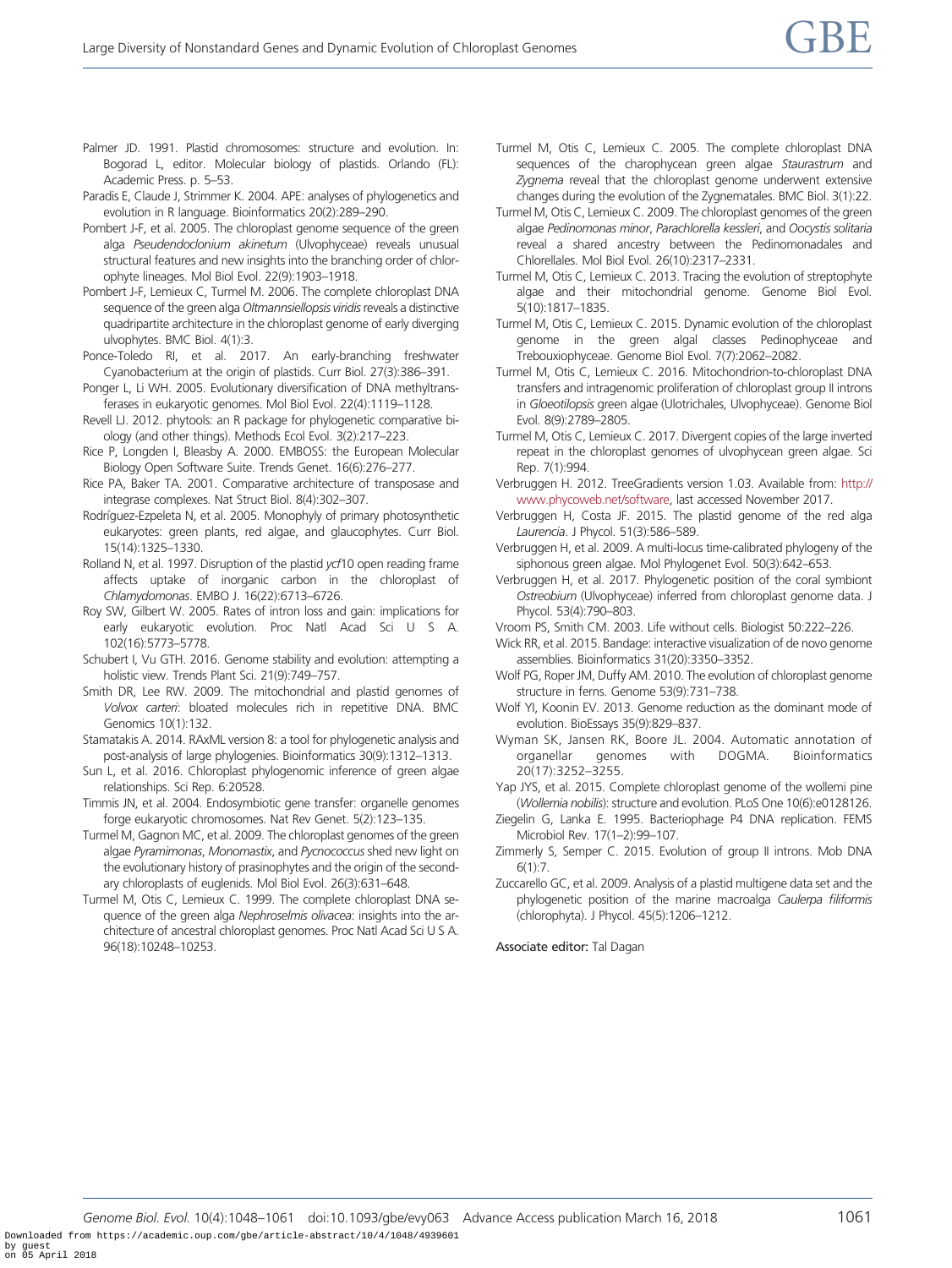Palmer JD. 1991. Plastid chromosomes: structure and evolution. In: Bogorad L, editor. Molecular biology of plastids. Orlando (FL): Academic Press. p. 5–53.

Paradis E, Claude J, Strimmer K. 2004. APE: analyses of phylogenetics and evolution in R language. Bioinformatics 20(2):289–290.

Pombert J-F, et al. 2005. The chloroplast genome sequence of the green alga *Pseudendoclonium akinetum* (Ulvophyceae) reveals unusual structural features and new insights into the branching order of chlorophyte lineages. Mol Biol Evol. 22(9):1903–1918.

Pombert J-F, Lemieux C, Turmel M. 2006. The complete chloroplast DNA sequence of the green alga *Oltmannsiellopsis viridis* reveals a distinctive quadripartite architecture in the chloroplast genome of early diverging ulvophytes. BMC Biol. 4(1):3.

Ponce-Toledo RI, et al. 2017. An early-branching freshwater Cyanobacterium at the origin of plastids. Curr Biol. 27(3):386–391.

Ponger L, Li WH. 2005. Evolutionary diversification of DNA methyltransferases in eukaryotic genomes. Mol Biol Evol. 22(4):1119–1128.

Revell LJ. 2012. phytools: an R package for phylogenetic comparative biology (and other things). Methods Ecol Evol. 3(2):217–223.

Rice P, Longden I, Bleasby A. 2000. EMBOSS: the European Molecular Biology Open Software Suite. Trends Genet. 16(6):276–277.

Rice PA, Baker TA. 2001. Comparative architecture of transposase and integrase complexes. Nat Struct Biol. 8(4):302–307.

Rodríguez-Ezpeleta N, et al. 2005. Monophyly of primary photosynthetic eukaryotes: green plants, red algae, and glaucophytes. Curr Biol. 15(14):1325–1330.

Rolland N, et al. 1997. Disruption of the plastid *ycf*10 open reading frame affects uptake of inorganic carbon in the chloroplast of *Chlamydomonas*. EMBO J. 16(22):6713–6726.

Roy SW, Gilbert W. 2005. Rates of intron loss and gain: implications for early eukaryotic evolution. Proc Natl Acad Sci U S A. 102(16):5773–5778.

Schubert I, Vu GTH. 2016. Genome stability and evolution: attempting a holistic view. Trends Plant Sci. 21(9):749–757.

Smith DR, Lee RW. 2009. The mitochondrial and plastid genomes of *Volvox carteri*: bloated molecules rich in repetitive DNA. BMC Genomics 10(1):132.

Stamatakis A. 2014. RAxML version 8: a tool for phylogenetic analysis and post-analysis of large phylogenies. Bioinformatics 30(9):1312–1313.

Sun L, et al. 2016. Chloroplast phylogenomic inference of green algae relationships. Sci Rep. 6:20528.

Timmis JN, et al. 2004. Endosymbiotic gene transfer: organelle genomes forge eukaryotic chromosomes. Nat Rev Genet. 5(2):123–135.

Turmel M, Gagnon MC, et al. 2009. The chloroplast genomes of the green algae *Pyramimonas*, *Monomastix*, and *Pycnococcus* shed new light on the evolutionary history of prasinophytes and the origin of the secondary chloroplasts of euglenids. Mol Biol Evol. 26(3):631–648.

Turmel M, Otis C, Lemieux C. 1999. The complete chloroplast DNA sequence of the green alga *Nephroselmis olivacea*: insights into the architecture of ancestral chloroplast genomes. Proc Natl Acad Sci U S A. 96(18):10248–10253.

Turmel M, Otis C, Lemieux C. 2005. The complete chloroplast DNA sequences of the charophycean green algae *Staurastrum* and *Zygnema* reveal that the chloroplast genome underwent extensive changes during the evolution of the Zygnematales. BMC Biol. 3(1):22.

Turmel M, Otis C, Lemieux C. 2009. The chloroplast genomes of the green algae *Pedinomonas minor*, *Parachlorella kessleri*, and *Oocystis solitaria* reveal a shared ancestry between the Pedinomonadales and Chlorellales. Mol Biol Evol. 26(10):2317–2331.

Turmel M, Otis C, Lemieux C. 2013. Tracing the evolution of streptophyte algae and their mitochondrial genome. Genome Biol Evol. 5(10):1817–1835.

Turmel M, Otis C, Lemieux C. 2015. Dynamic evolution of the chloroplast genome in the green algal classes Pedinophyceae and Trebouxiophyceae. Genome Biol Evol. 7(7):2062–2082.

Turmel M, Otis C, Lemieux C. 2016. Mitochondrion-to-chloroplast DNA transfers and intragenomic proliferation of chloroplast group II introns in *Gloeotilopsis* green algae (Ulotrichales, Ulvophyceae). Genome Biol Evol. 8(9):2789–2805.

Turmel M, Otis C, Lemieux C. 2017. Divergent copies of the large inverted repeat in the chloroplast genomes of ulvophycean green algae. Sci Rep. 7(1):994.

Verbruggen H. 2012. TreeGradients version 1.03. Available from: http://www.phycoweb.net/software, last accessed November 2017.

Verbruggen H, Costa JF. 2015. The plastid genome of the red alga *Laurencia*. J Phycol. 51(3):586–589.

Verbruggen H, et al. 2009. A multi-locus time-calibrated phylogeny of the siphonous green algae. Mol Phylogenet Evol. 50(3):642–653.

Verbruggen H, et al. 2017. Phylogenetic position of the coral symbiont *Ostreobium* (Ulvophyceae) inferred from chloroplast genome data. J Phycol. 53(4):790–803.

Vroom PS, Smith CM. 2003. Life without cells. Biologist 50:222–226.

Wick RR, et al. 2015. Bandage: interactive visualization of de novo genome assemblies. Bioinformatics 31(20):3350–3352.

Wolf PG, Roper JM, Duffy AM. 2010. The evolution of chloroplast genome structure in ferns. Genome 53(9):731–738.

Wolf YI, Koonin EV. 2013. Genome reduction as the dominant mode of evolution. BioEssays 35(9):829–837.

Wyman SK, Jansen RK, Boore JL. 2004. Automatic annotation of organellar genomes with DOGMA. Bioinformatics 20(17):3252–3255.

Yap JYS, et al. 2015. Complete chloroplast genome of the wollemi pine (*Wollemia nobilis*): structure and evolution. PLoS One 10(6):e0128126.

Ziegelin G, Lanka E. 1995. Bacteriophage P4 DNA replication. FEMS Microbiol Rev. 17(1–2):99–107.

Zimmerly S, Semper C. 2015. Evolution of group II introns. Mob DNA 6(1):7.

Zuccarello GC, et al. 2009. Analysis of a plastid multigene data set and the phylogenetic position of the marine macroalga *Caulerpa filiformis* (chlorophyta). J Phycol. 45(5):1206–1212.

Associate editor: Tal Dagan